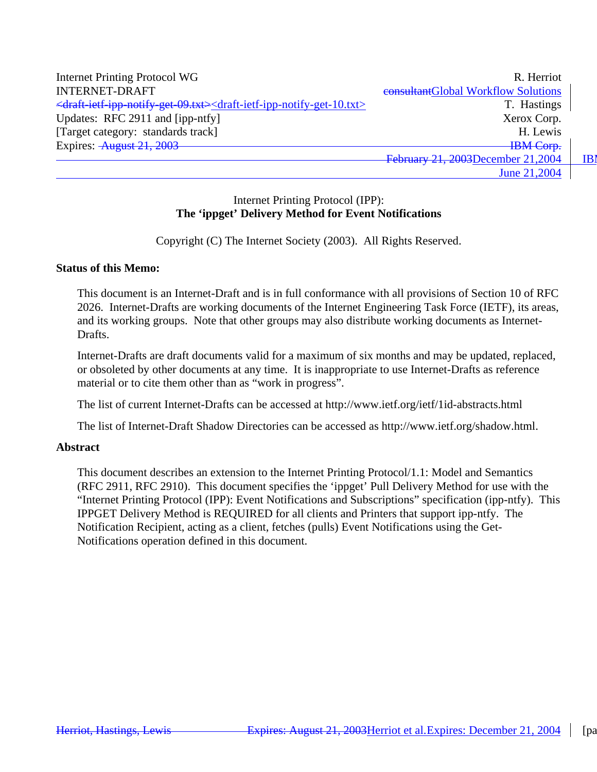Internet Printing Protocol WG — R. Herriot
INTERNET-DRAFT — ~~consultant~~Global Workflow Solutions
~~<draft-ietf-ipp-notify-get-09.txt>~~<draft-ietf-ipp-notify-get-10.txt> — T. Hastings
Updates: RFC 2911 and [ipp-ntfy] — Xerox Corp.
[Target category: standards track] — H. Lewis
Expires: ~~August 21, 2003~~ — ~~IBM Corp.~~
~~February 21, 2003~~December 21,2004
June 21,2004

# Internet Printing Protocol (IPP): **The 'ippget' Delivery Method for Event Notifications**

Copyright (C) The Internet Society (2003). All Rights Reserved.

**Status of this Memo:**

This document is an Internet-Draft and is in full conformance with all provisions of Section 10 of RFC 2026. Internet-Drafts are working documents of the Internet Engineering Task Force (IETF), its areas, and its working groups. Note that other groups may also distribute working documents as Internet-Drafts.

Internet-Drafts are draft documents valid for a maximum of six months and may be updated, replaced, or obsoleted by other documents at any time. It is inappropriate to use Internet-Drafts as reference material or to cite them other than as "work in progress".

The list of current Internet-Drafts can be accessed at http://www.ietf.org/ietf/1id-abstracts.html

The list of Internet-Draft Shadow Directories can be accessed as http://www.ietf.org/shadow.html.

**Abstract**

This document describes an extension to the Internet Printing Protocol/1.1: Model and Semantics (RFC 2911, RFC 2910). This document specifies the 'ippget' Pull Delivery Method for use with the "Internet Printing Protocol (IPP): Event Notifications and Subscriptions" specification (ipp-ntfy). This IPPGET Delivery Method is REQUIRED for all clients and Printers that support ipp-ntfy. The Notification Recipient, acting as a client, fetches (pulls) Event Notifications using the Get-Notifications operation defined in this document.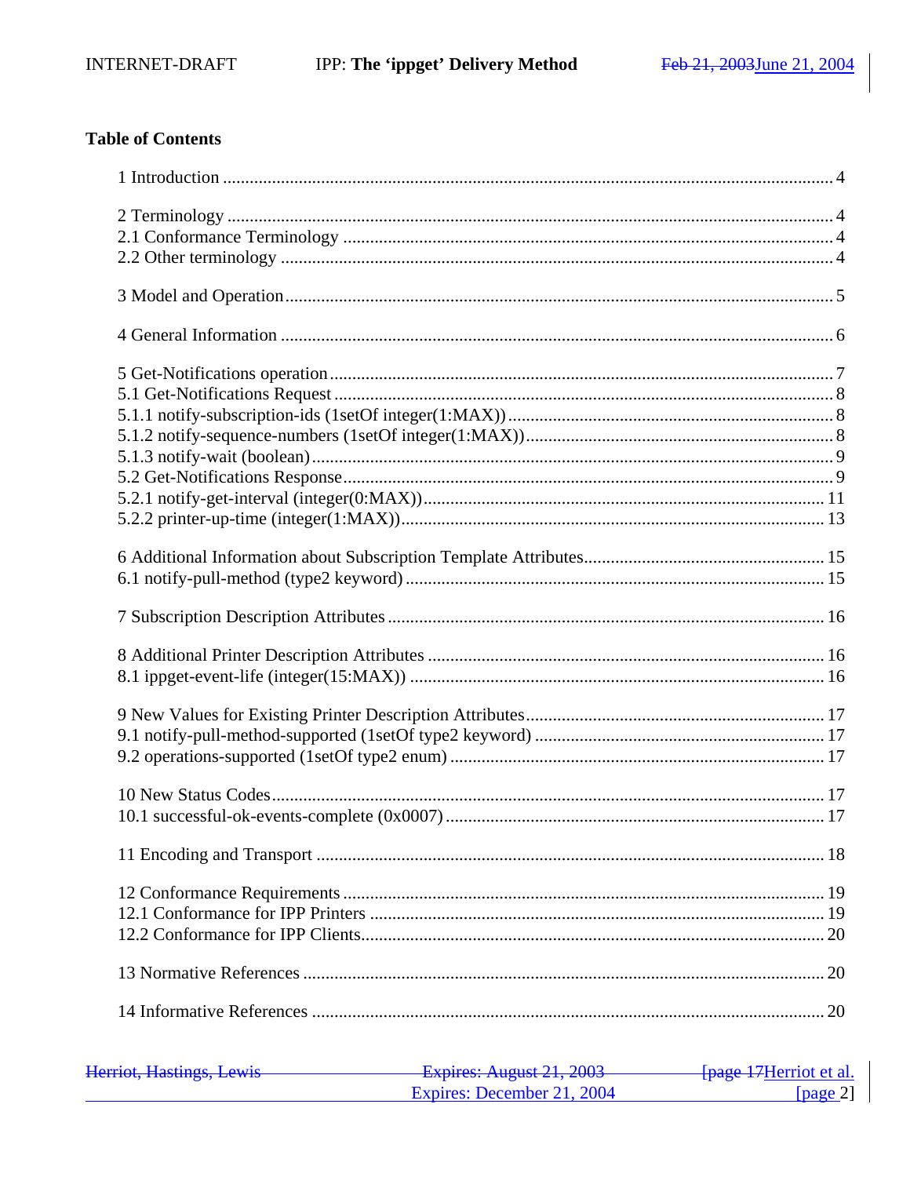**Table of Contents**

1 Introduction ........................................................................................................................ 4

2 Terminology ........................................................................................................................ 4
2.1 Conformance Terminology .............................................................................................. 4
2.2 Other terminology ............................................................................................................ 4

3 Model and Operation.......................................................................................................... 5

4 General Information ............................................................................................................ 6

5 Get-Notifications operation................................................................................................. 7
5.1 Get-Notifications Request ................................................................................................ 8
5.1.1 notify-subscription-ids (1setOf integer(1:MAX))......................................................... 8
5.1.2 notify-sequence-numbers (1setOf integer(1:MAX))..................................................... 8
5.1.3 notify-wait (boolean)..................................................................................................... 9
5.2 Get-Notifications Response.............................................................................................. 9
5.2.1 notify-get-interval (integer(0:MAX))......................................................................... 11
5.2.2 printer-up-time (integer(1:MAX))............................................................................... 13

6 Additional Information about Subscription Template Attributes...................................... 15
6.1 notify-pull-method (type2 keyword) ............................................................................. 15

7 Subscription Description Attributes ................................................................................. 16

8 Additional Printer Description Attributes ......................................................................... 16
8.1 ippget-event-life (integer(15:MAX)) ............................................................................. 16

9 New Values for Existing Printer Description Attributes.................................................. 17
9.1 notify-pull-method-supported (1setOf type2 keyword) ................................................ 17
9.2 operations-supported (1setOf type2 enum) ................................................................... 17

10 New Status Codes........................................................................................................... 17
10.1 successful-ok-events-complete (0x0007) .................................................................... 17

11 Encoding and Transport ................................................................................................. 18

12 Conformance Requirements........................................................................................... 19
12.1 Conformance for IPP Printers ..................................................................................... 19
12.2 Conformance for IPP Clients....................................................................................... 20

13 Normative References ..................................................................................................... 20

14 Informative References ................................................................................................... 20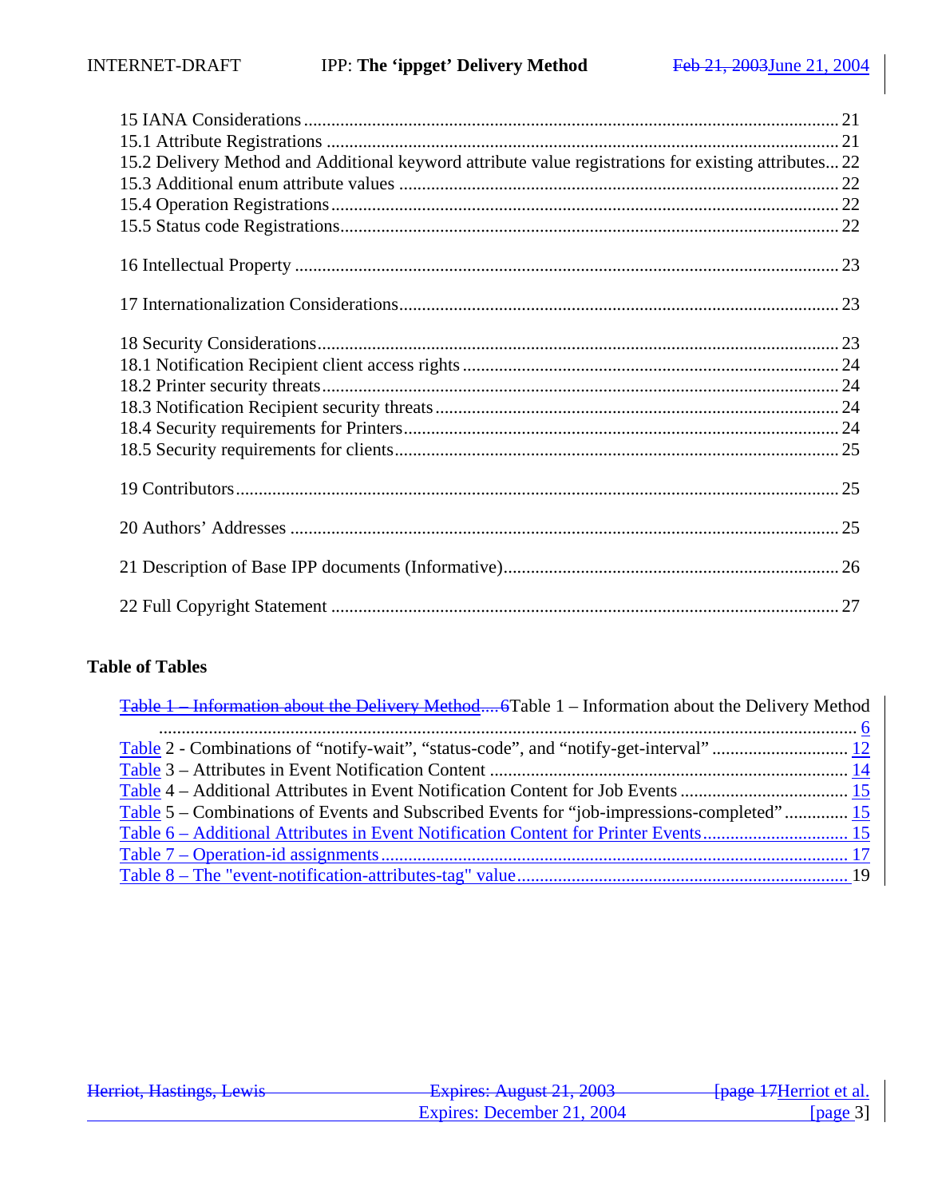15 IANA Considerations ..................................................................................................... 21
15.1 Attribute Registrations ................................................................................................ 21
15.2 Delivery Method and Additional keyword attribute value registrations for existing attributes... 22
15.3 Additional enum attribute values ................................................................................ 22
15.4 Operation Registrations............................................................................................... 22
15.5 Status code Registrations............................................................................................. 22

16 Intellectual Property ....................................................................................................... 23

17 Internationalization Considerations................................................................................ 23

18 Security Considerations.................................................................................................. 23
18.1 Notification Recipient client access rights .................................................................. 24
18.2 Printer security threats................................................................................................. 24
18.3 Notification Recipient security threats ........................................................................ 24
18.4 Security requirements for Printers............................................................................... 24
18.5 Security requirements for clients................................................................................. 25

19 Contributors.................................................................................................................... 25

20 Authors' Addresses ........................................................................................................ 25

21 Description of Base IPP documents (Informative)......................................................... 26

22 Full Copyright Statement ............................................................................................... 27

**Table of Tables**

~~Table 1 – Information about the Delivery Method.... 6~~Table 1 – Information about the Delivery Method ........................................................................................................................................ 6
Table 2 - Combinations of "notify-wait", "status-code", and "notify-get-interval" ............................. 12
Table 3 – Attributes in Event Notification Content ............................................................................ 14
Table 4 – Additional Attributes in Event Notification Content for Job Events .................................... 15
Table 5 – Combinations of Events and Subscribed Events for "job-impressions-completed" ............. 15
Table 6 – Additional Attributes in Event Notification Content for Printer Events ................................ 15
Table 7 – Operation-id assignments ...................................................................................................... 17
Table 8 – The "event-notification-attributes-tag" value ........................................................................ 19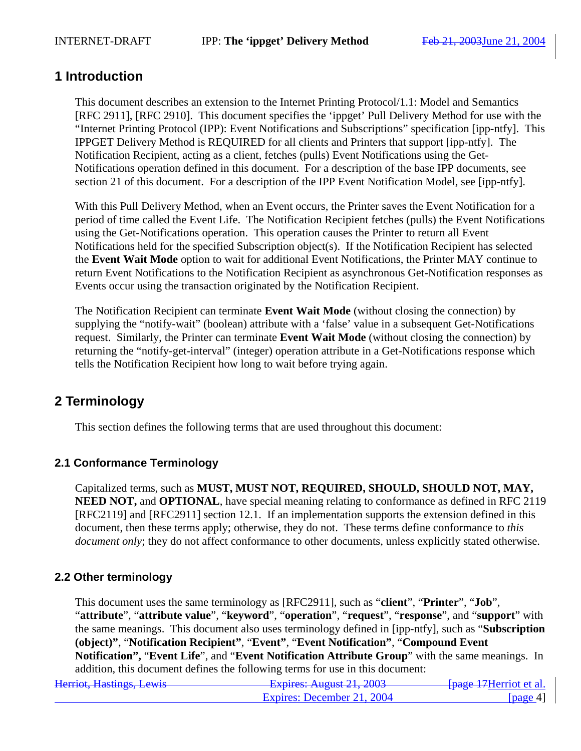# 1 Introduction

This document describes an extension to the Internet Printing Protocol/1.1: Model and Semantics [RFC 2911], [RFC 2910]. This document specifies the 'ippget' Pull Delivery Method for use with the "Internet Printing Protocol (IPP): Event Notifications and Subscriptions" specification [ipp-ntfy]. This IPPGET Delivery Method is REQUIRED for all clients and Printers that support [ipp-ntfy]. The Notification Recipient, acting as a client, fetches (pulls) Event Notifications using the Get-Notifications operation defined in this document. For a description of the base IPP documents, see section 21 of this document. For a description of the IPP Event Notification Model, see [ipp-ntfy].

With this Pull Delivery Method, when an Event occurs, the Printer saves the Event Notification for a period of time called the Event Life. The Notification Recipient fetches (pulls) the Event Notifications using the Get-Notifications operation. This operation causes the Printer to return all Event Notifications held for the specified Subscription object(s). If the Notification Recipient has selected the **Event Wait Mode** option to wait for additional Event Notifications, the Printer MAY continue to return Event Notifications to the Notification Recipient as asynchronous Get-Notification responses as Events occur using the transaction originated by the Notification Recipient.

The Notification Recipient can terminate **Event Wait Mode** (without closing the connection) by supplying the "notify-wait" (boolean) attribute with a 'false' value in a subsequent Get-Notifications request. Similarly, the Printer can terminate **Event Wait Mode** (without closing the connection) by returning the "notify-get-interval" (integer) operation attribute in a Get-Notifications response which tells the Notification Recipient how long to wait before trying again.

# 2 Terminology

This section defines the following terms that are used throughout this document:

## 2.1 Conformance Terminology

Capitalized terms, such as **MUST, MUST NOT, REQUIRED, SHOULD, SHOULD NOT, MAY, NEED NOT,** and **OPTIONAL**, have special meaning relating to conformance as defined in RFC 2119 [RFC2119] and [RFC2911] section 12.1. If an implementation supports the extension defined in this document, then these terms apply; otherwise, they do not. These terms define conformance to *this document only*; they do not affect conformance to other documents, unless explicitly stated otherwise.

## 2.2 Other terminology

This document uses the same terminology as [RFC2911], such as "**client**", "**Printer**", "**Job**", "**attribute**", "**attribute value**", "**keyword**", "**operation**", "**request**", "**response**", and "**support**" with the same meanings. This document also uses terminology defined in [ipp-ntfy], such as "**Subscription (object)**", "**Notification Recipient**", "**Event**", "**Event Notification**", "**Compound Event Notification**", "**Event Life**", and "**Event Notification Attribute Group**" with the same meanings. In addition, this document defines the following terms for use in this document: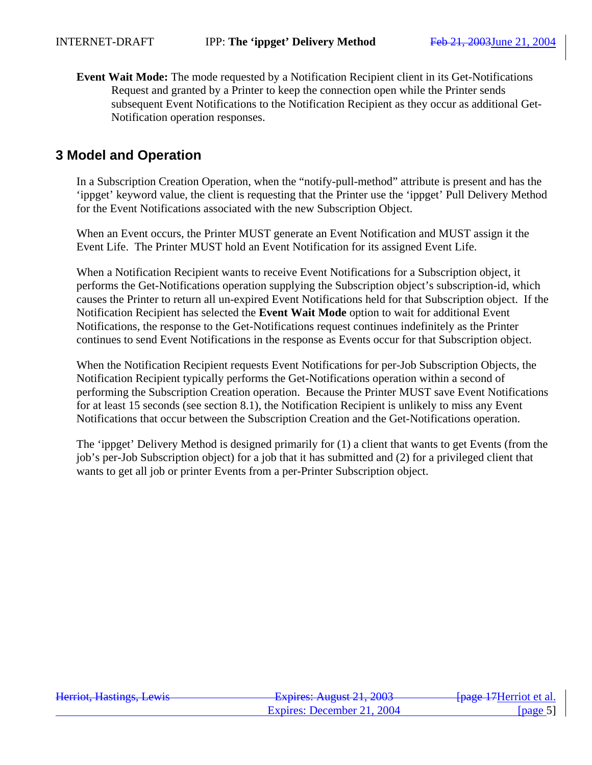**Event Wait Mode:** The mode requested by a Notification Recipient client in its Get-Notifications Request and granted by a Printer to keep the connection open while the Printer sends subsequent Event Notifications to the Notification Recipient as they occur as additional Get-Notification operation responses.

# 3 Model and Operation

In a Subscription Creation Operation, when the "notify-pull-method" attribute is present and has the 'ippget' keyword value, the client is requesting that the Printer use the 'ippget' Pull Delivery Method for the Event Notifications associated with the new Subscription Object.

When an Event occurs, the Printer MUST generate an Event Notification and MUST assign it the Event Life. The Printer MUST hold an Event Notification for its assigned Event Life.

When a Notification Recipient wants to receive Event Notifications for a Subscription object, it performs the Get-Notifications operation supplying the Subscription object's subscription-id, which causes the Printer to return all un-expired Event Notifications held for that Subscription object. If the Notification Recipient has selected the **Event Wait Mode** option to wait for additional Event Notifications, the response to the Get-Notifications request continues indefinitely as the Printer continues to send Event Notifications in the response as Events occur for that Subscription object.

When the Notification Recipient requests Event Notifications for per-Job Subscription Objects, the Notification Recipient typically performs the Get-Notifications operation within a second of performing the Subscription Creation operation. Because the Printer MUST save Event Notifications for at least 15 seconds (see section 8.1), the Notification Recipient is unlikely to miss any Event Notifications that occur between the Subscription Creation and the Get-Notifications operation.

The 'ippget' Delivery Method is designed primarily for (1) a client that wants to get Events (from the job's per-Job Subscription object) for a job that it has submitted and (2) for a privileged client that wants to get all job or printer Events from a per-Printer Subscription object.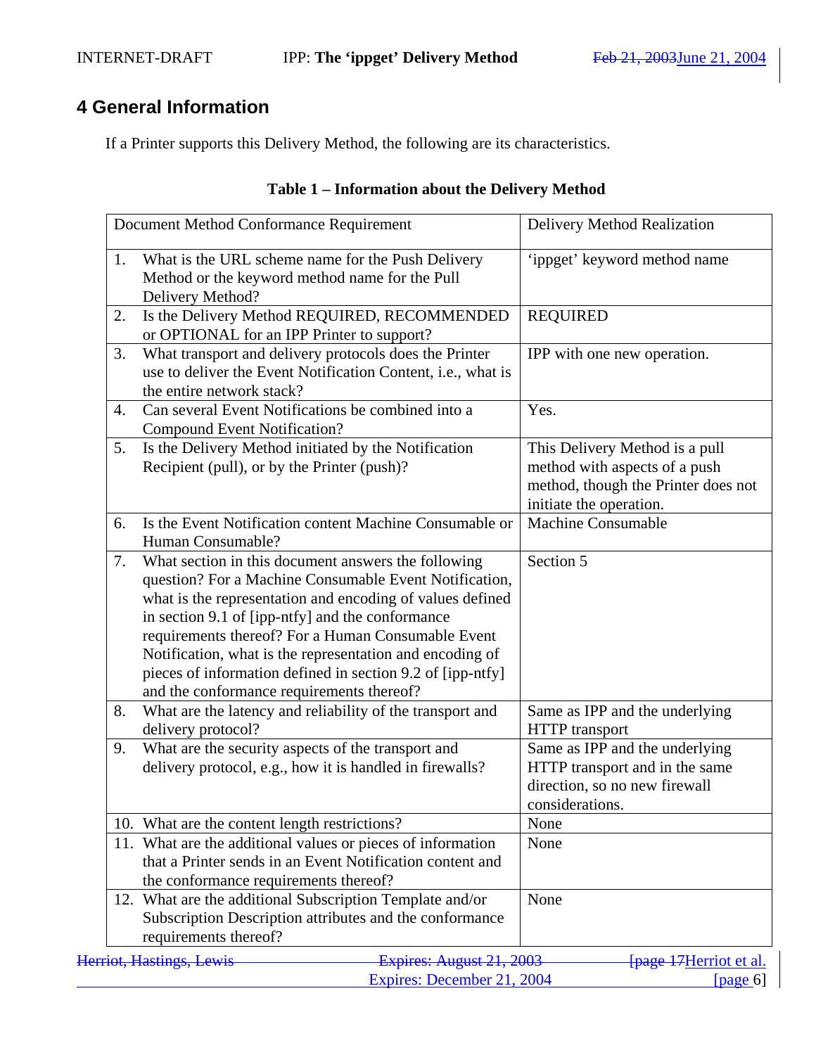# 4 General Information

If a Printer supports this Delivery Method, the following are its characteristics.

**Table 1 – Information about the Delivery Method**

| Document Method Conformance Requirement | Delivery Method Realization |
|---|---|
| 1. What is the URL scheme name for the Push Delivery Method or the keyword method name for the Pull Delivery Method? | 'ippget' keyword method name |
| 2. Is the Delivery Method REQUIRED, RECOMMENDED or OPTIONAL for an IPP Printer to support? | REQUIRED |
| 3. What transport and delivery protocols does the Printer use to deliver the Event Notification Content, i.e., what is the entire network stack? | IPP with one new operation. |
| 4. Can several Event Notifications be combined into a Compound Event Notification? | Yes. |
| 5. Is the Delivery Method initiated by the Notification Recipient (pull), or by the Printer (push)? | This Delivery Method is a pull method with aspects of a push method, though the Printer does not initiate the operation. |
| 6. Is the Event Notification content Machine Consumable or Human Consumable? | Machine Consumable |
| 7. What section in this document answers the following question? For a Machine Consumable Event Notification, what is the representation and encoding of values defined in section 9.1 of [ipp-ntfy] and the conformance requirements thereof? For a Human Consumable Event Notification, what is the representation and encoding of pieces of information defined in section 9.2 of [ipp-ntfy] and the conformance requirements thereof? | Section 5 |
| 8. What are the latency and reliability of the transport and delivery protocol? | Same as IPP and the underlying HTTP transport |
| 9. What are the security aspects of the transport and delivery protocol, e.g., how it is handled in firewalls? | Same as IPP and the underlying HTTP transport and in the same direction, so no new firewall considerations. |
| 10. What are the content length restrictions? | None |
| 11. What are the additional values or pieces of information that a Printer sends in an Event Notification content and the conformance requirements thereof? | None |
| 12. What are the additional Subscription Template and/or Subscription Description attributes and the conformance requirements thereof? | None |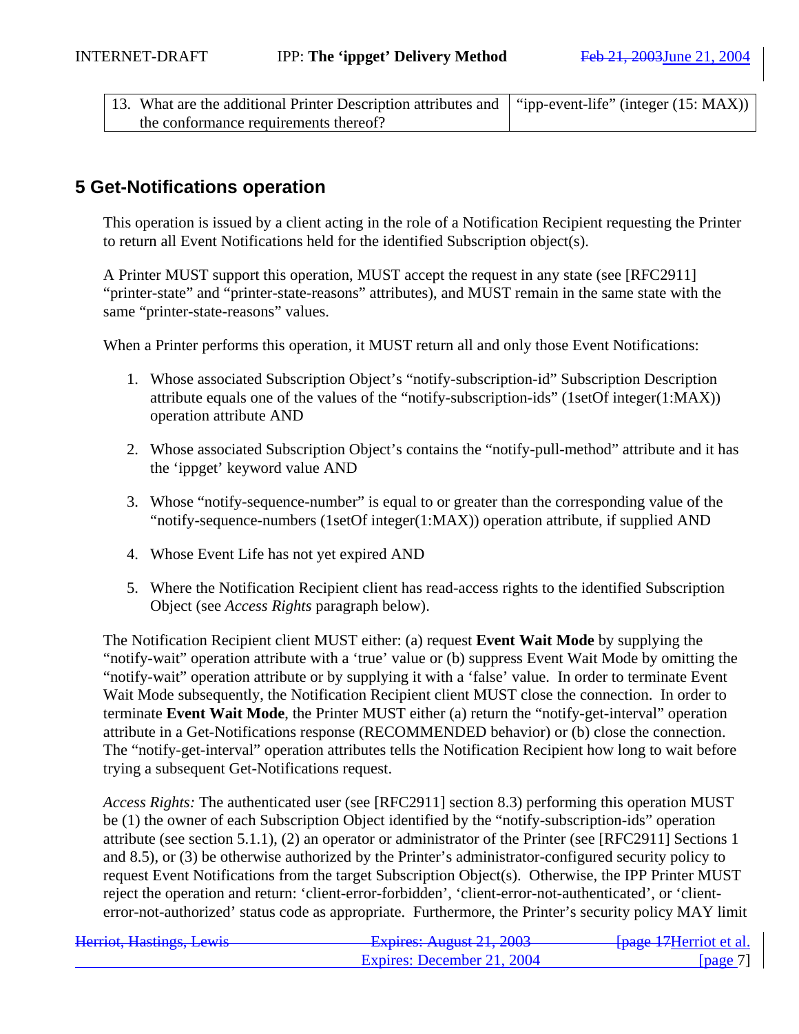| 13. What are the additional Printer Description attributes and the conformance requirements thereof? | "ipp-event-life" (integer (15: MAX)) |
| --- | --- |

## 5 Get-Notifications operation

This operation is issued by a client acting in the role of a Notification Recipient requesting the Printer to return all Event Notifications held for the identified Subscription object(s).

A Printer MUST support this operation, MUST accept the request in any state (see [RFC2911] "printer-state" and "printer-state-reasons" attributes), and MUST remain in the same state with the same "printer-state-reasons" values.

When a Printer performs this operation, it MUST return all and only those Event Notifications:

1. Whose associated Subscription Object's "notify-subscription-id" Subscription Description attribute equals one of the values of the "notify-subscription-ids" (1setOf integer(1:MAX)) operation attribute AND

2. Whose associated Subscription Object's contains the "notify-pull-method" attribute and it has the 'ippget' keyword value AND

3. Whose "notify-sequence-number" is equal to or greater than the corresponding value of the "notify-sequence-numbers (1setOf integer(1:MAX)) operation attribute, if supplied AND

4. Whose Event Life has not yet expired AND

5. Where the Notification Recipient client has read-access rights to the identified Subscription Object (see *Access Rights* paragraph below).

The Notification Recipient client MUST either: (a) request **Event Wait Mode** by supplying the "notify-wait" operation attribute with a 'true' value or (b) suppress Event Wait Mode by omitting the "notify-wait" operation attribute or by supplying it with a 'false' value. In order to terminate Event Wait Mode subsequently, the Notification Recipient client MUST close the connection. In order to terminate **Event Wait Mode**, the Printer MUST either (a) return the "notify-get-interval" operation attribute in a Get-Notifications response (RECOMMENDED behavior) or (b) close the connection. The "notify-get-interval" operation attributes tells the Notification Recipient how long to wait before trying a subsequent Get-Notifications request.

*Access Rights:* The authenticated user (see [RFC2911] section 8.3) performing this operation MUST be (1) the owner of each Subscription Object identified by the "notify-subscription-ids" operation attribute (see section 5.1.1), (2) an operator or administrator of the Printer (see [RFC2911] Sections 1 and 8.5), or (3) be otherwise authorized by the Printer's administrator-configured security policy to request Event Notifications from the target Subscription Object(s). Otherwise, the IPP Printer MUST reject the operation and return: 'client-error-forbidden', 'client-error-not-authenticated', or 'client-error-not-authorized' status code as appropriate. Furthermore, the Printer's security policy MAY limit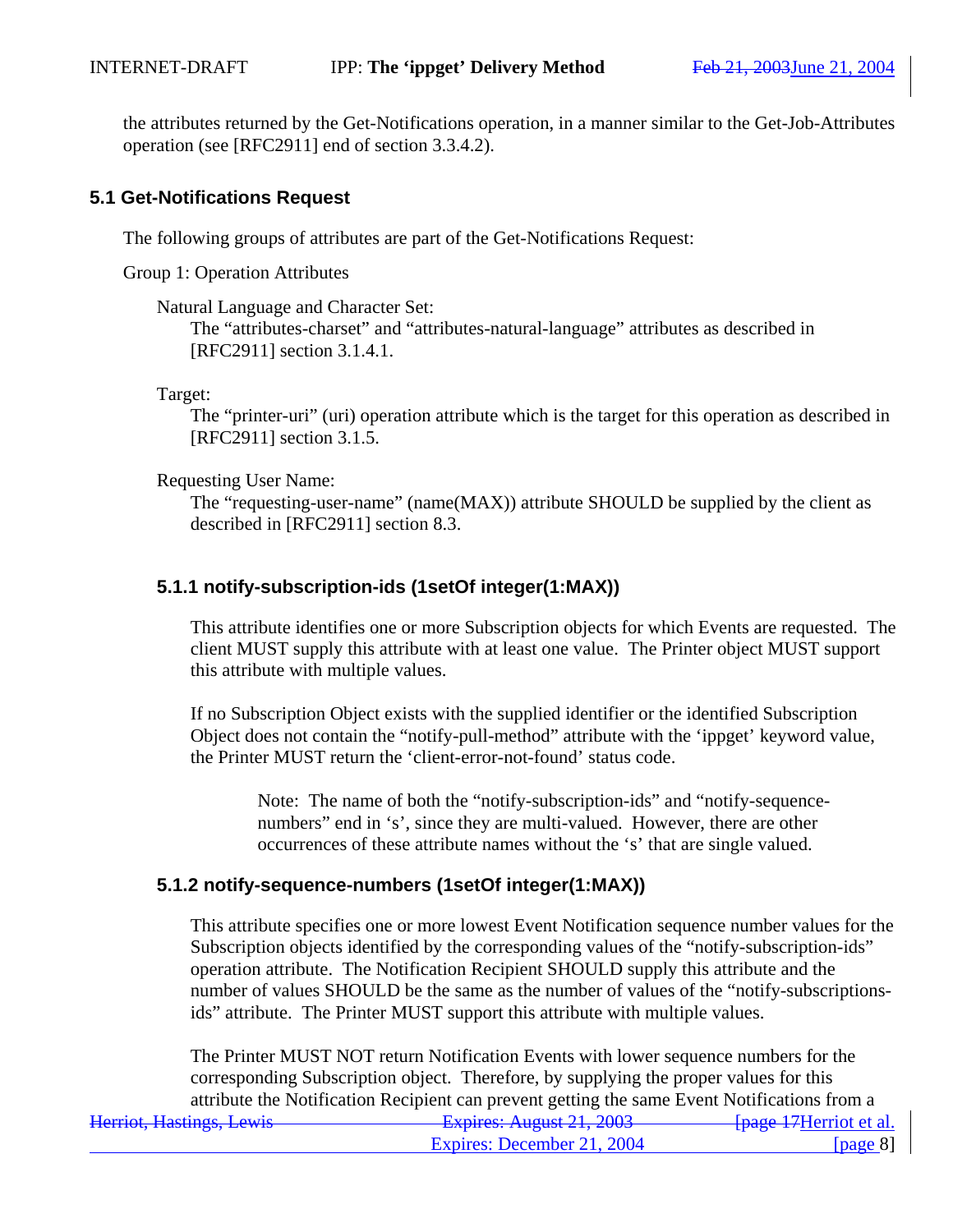the attributes returned by the Get-Notifications operation, in a manner similar to the Get-Job-Attributes operation (see [RFC2911] end of section 3.3.4.2).

### 5.1 Get-Notifications Request

The following groups of attributes are part of the Get-Notifications Request:

Group 1: Operation Attributes

Natural Language and Character Set:
The "attributes-charset" and "attributes-natural-language" attributes as described in [RFC2911] section 3.1.4.1.

Target:
The "printer-uri" (uri) operation attribute which is the target for this operation as described in [RFC2911] section 3.1.5.

Requesting User Name:
The "requesting-user-name" (name(MAX)) attribute SHOULD be supplied by the client as described in [RFC2911] section 8.3.

#### 5.1.1 notify-subscription-ids (1setOf integer(1:MAX))

This attribute identifies one or more Subscription objects for which Events are requested. The client MUST supply this attribute with at least one value. The Printer object MUST support this attribute with multiple values.

If no Subscription Object exists with the supplied identifier or the identified Subscription Object does not contain the "notify-pull-method" attribute with the 'ippget' keyword value, the Printer MUST return the 'client-error-not-found' status code.

> Note: The name of both the "notify-subscription-ids" and "notify-sequence-numbers" end in 's', since they are multi-valued. However, there are other occurrences of these attribute names without the 's' that are single valued.

#### 5.1.2 notify-sequence-numbers (1setOf integer(1:MAX))

This attribute specifies one or more lowest Event Notification sequence number values for the Subscription objects identified by the corresponding values of the "notify-subscription-ids" operation attribute. The Notification Recipient SHOULD supply this attribute and the number of values SHOULD be the same as the number of values of the "notify-subscriptions-ids" attribute. The Printer MUST support this attribute with multiple values.

The Printer MUST NOT return Notification Events with lower sequence numbers for the corresponding Subscription object. Therefore, by supplying the proper values for this attribute the Notification Recipient can prevent getting the same Event Notifications from a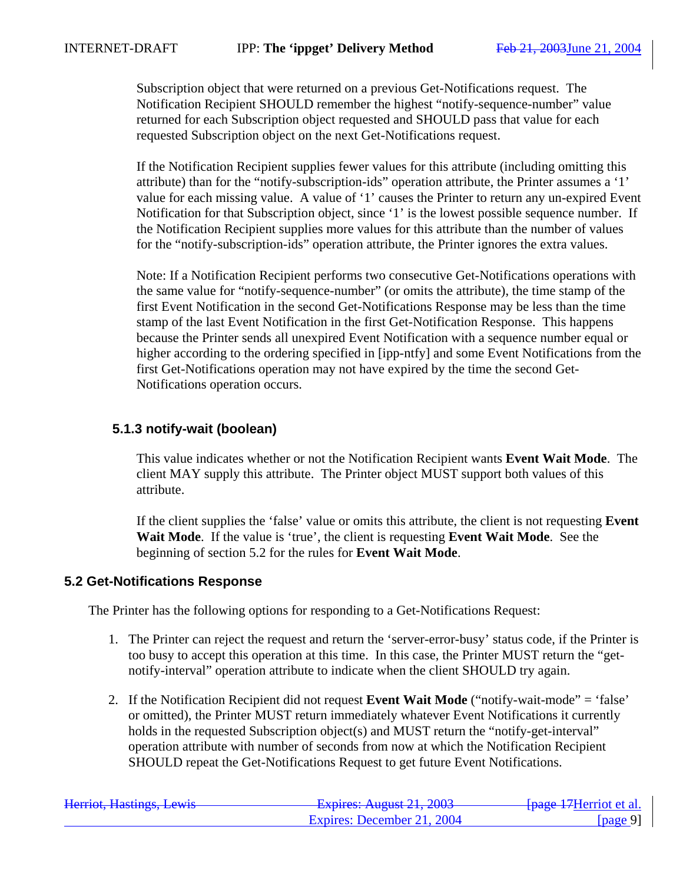Subscription object that were returned on a previous Get-Notifications request. The Notification Recipient SHOULD remember the highest “notify-sequence-number” value returned for each Subscription object requested and SHOULD pass that value for each requested Subscription object on the next Get-Notifications request.

If the Notification Recipient supplies fewer values for this attribute (including omitting this attribute) than for the “notify-subscription-ids” operation attribute, the Printer assumes a ‘1’ value for each missing value. A value of ‘1’ causes the Printer to return any un-expired Event Notification for that Subscription object, since ‘1’ is the lowest possible sequence number. If the Notification Recipient supplies more values for this attribute than the number of values for the “notify-subscription-ids” operation attribute, the Printer ignores the extra values.

Note: If a Notification Recipient performs two consecutive Get-Notifications operations with the same value for “notify-sequence-number” (or omits the attribute), the time stamp of the first Event Notification in the second Get-Notifications Response may be less than the time stamp of the last Event Notification in the first Get-Notification Response. This happens because the Printer sends all unexpired Event Notification with a sequence number equal or higher according to the ordering specified in [ipp-ntfy] and some Event Notifications from the first Get-Notifications operation may not have expired by the time the second Get-Notifications operation occurs.

#### 5.1.3 notify-wait (boolean)

This value indicates whether or not the Notification Recipient wants **Event Wait Mode**. The client MAY supply this attribute. The Printer object MUST support both values of this attribute.

If the client supplies the ‘false’ value or omits this attribute, the client is not requesting **Event Wait Mode**. If the value is ‘true’, the client is requesting **Event Wait Mode**. See the beginning of section 5.2 for the rules for **Event Wait Mode**.

### 5.2 Get-Notifications Response

The Printer has the following options for responding to a Get-Notifications Request:

1. The Printer can reject the request and return the ‘server-error-busy’ status code, if the Printer is too busy to accept this operation at this time. In this case, the Printer MUST return the “get-notify-interval” operation attribute to indicate when the client SHOULD try again.

2. If the Notification Recipient did not request **Event Wait Mode** (“notify-wait-mode” = ‘false’ or omitted), the Printer MUST return immediately whatever Event Notifications it currently holds in the requested Subscription object(s) and MUST return the “notify-get-interval” operation attribute with number of seconds from now at which the Notification Recipient SHOULD repeat the Get-Notifications Request to get future Event Notifications.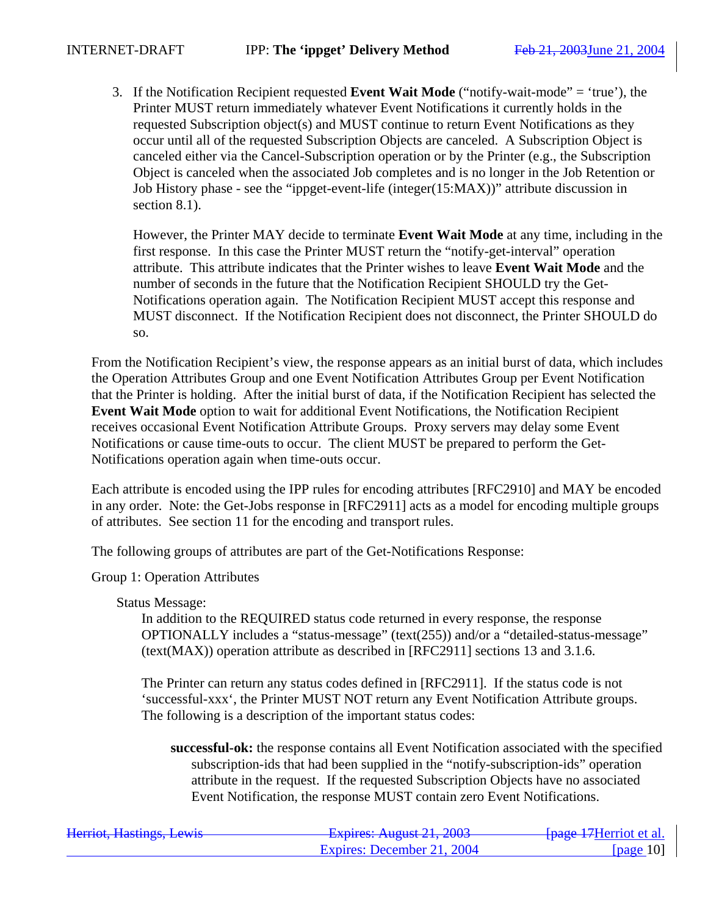3. If the Notification Recipient requested **Event Wait Mode** ("notify-wait-mode" = 'true'), the Printer MUST return immediately whatever Event Notifications it currently holds in the requested Subscription object(s) and MUST continue to return Event Notifications as they occur until all of the requested Subscription Objects are canceled. A Subscription Object is canceled either via the Cancel-Subscription operation or by the Printer (e.g., the Subscription Object is canceled when the associated Job completes and is no longer in the Job Retention or Job History phase - see the "ippget-event-life (integer(15:MAX))" attribute discussion in section 8.1).

   However, the Printer MAY decide to terminate **Event Wait Mode** at any time, including in the first response. In this case the Printer MUST return the "notify-get-interval" operation attribute. This attribute indicates that the Printer wishes to leave **Event Wait Mode** and the number of seconds in the future that the Notification Recipient SHOULD try the Get-Notifications operation again. The Notification Recipient MUST accept this response and MUST disconnect. If the Notification Recipient does not disconnect, the Printer SHOULD do so.

From the Notification Recipient's view, the response appears as an initial burst of data, which includes the Operation Attributes Group and one Event Notification Attributes Group per Event Notification that the Printer is holding. After the initial burst of data, if the Notification Recipient has selected the **Event Wait Mode** option to wait for additional Event Notifications, the Notification Recipient receives occasional Event Notification Attribute Groups. Proxy servers may delay some Event Notifications or cause time-outs to occur. The client MUST be prepared to perform the Get-Notifications operation again when time-outs occur.

Each attribute is encoded using the IPP rules for encoding attributes [RFC2910] and MAY be encoded in any order. Note: the Get-Jobs response in [RFC2911] acts as a model for encoding multiple groups of attributes. See section 11 for the encoding and transport rules.

The following groups of attributes are part of the Get-Notifications Response:

Group 1: Operation Attributes

Status Message:

In addition to the REQUIRED status code returned in every response, the response OPTIONALLY includes a "status-message" (text(255)) and/or a "detailed-status-message" (text(MAX)) operation attribute as described in [RFC2911] sections 13 and 3.1.6.

The Printer can return any status codes defined in [RFC2911]. If the status code is not 'successful-xxx', the Printer MUST NOT return any Event Notification Attribute groups. The following is a description of the important status codes:

**successful-ok:** the response contains all Event Notification associated with the specified subscription-ids that had been supplied in the "notify-subscription-ids" operation attribute in the request. If the requested Subscription Objects have no associated Event Notification, the response MUST contain zero Event Notifications.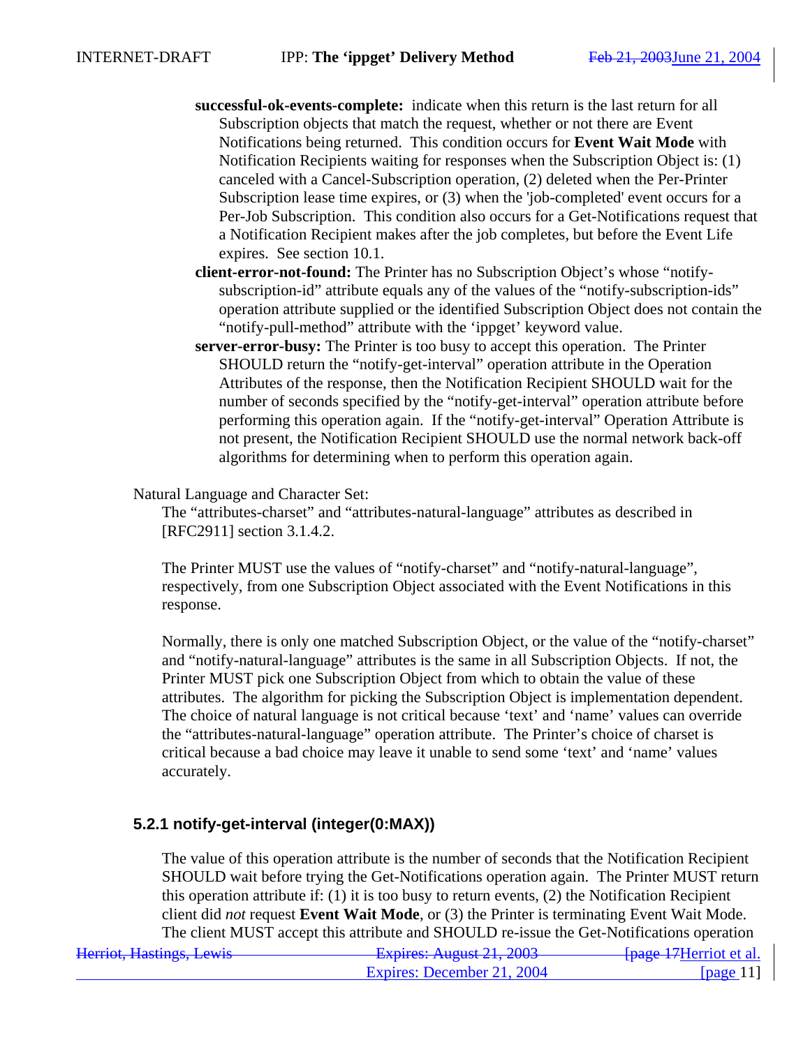**successful-ok-events-complete:** indicate when this return is the last return for all Subscription objects that match the request, whether or not there are Event Notifications being returned. This condition occurs for **Event Wait Mode** with Notification Recipients waiting for responses when the Subscription Object is: (1) canceled with a Cancel-Subscription operation, (2) deleted when the Per-Printer Subscription lease time expires, or (3) when the 'job-completed' event occurs for a Per-Job Subscription. This condition also occurs for a Get-Notifications request that a Notification Recipient makes after the job completes, but before the Event Life expires. See section 10.1.

**client-error-not-found:** The Printer has no Subscription Object's whose "notify-subscription-id" attribute equals any of the values of the "notify-subscription-ids" operation attribute supplied or the identified Subscription Object does not contain the "notify-pull-method" attribute with the 'ippget' keyword value.

**server-error-busy:** The Printer is too busy to accept this operation. The Printer SHOULD return the "notify-get-interval" operation attribute in the Operation Attributes of the response, then the Notification Recipient SHOULD wait for the number of seconds specified by the "notify-get-interval" operation attribute before performing this operation again. If the "notify-get-interval" Operation Attribute is not present, the Notification Recipient SHOULD use the normal network back-off algorithms for determining when to perform this operation again.

Natural Language and Character Set:

The "attributes-charset" and "attributes-natural-language" attributes as described in [RFC2911] section 3.1.4.2.

The Printer MUST use the values of "notify-charset" and "notify-natural-language", respectively, from one Subscription Object associated with the Event Notifications in this response.

Normally, there is only one matched Subscription Object, or the value of the "notify-charset" and "notify-natural-language" attributes is the same in all Subscription Objects. If not, the Printer MUST pick one Subscription Object from which to obtain the value of these attributes. The algorithm for picking the Subscription Object is implementation dependent. The choice of natural language is not critical because 'text' and 'name' values can override the "attributes-natural-language" operation attribute. The Printer's choice of charset is critical because a bad choice may leave it unable to send some 'text' and 'name' values accurately.

### 5.2.1 notify-get-interval (integer(0:MAX))

The value of this operation attribute is the number of seconds that the Notification Recipient SHOULD wait before trying the Get-Notifications operation again. The Printer MUST return this operation attribute if: (1) it is too busy to return events, (2) the Notification Recipient client did *not* request **Event Wait Mode**, or (3) the Printer is terminating Event Wait Mode. The client MUST accept this attribute and SHOULD re-issue the Get-Notifications operation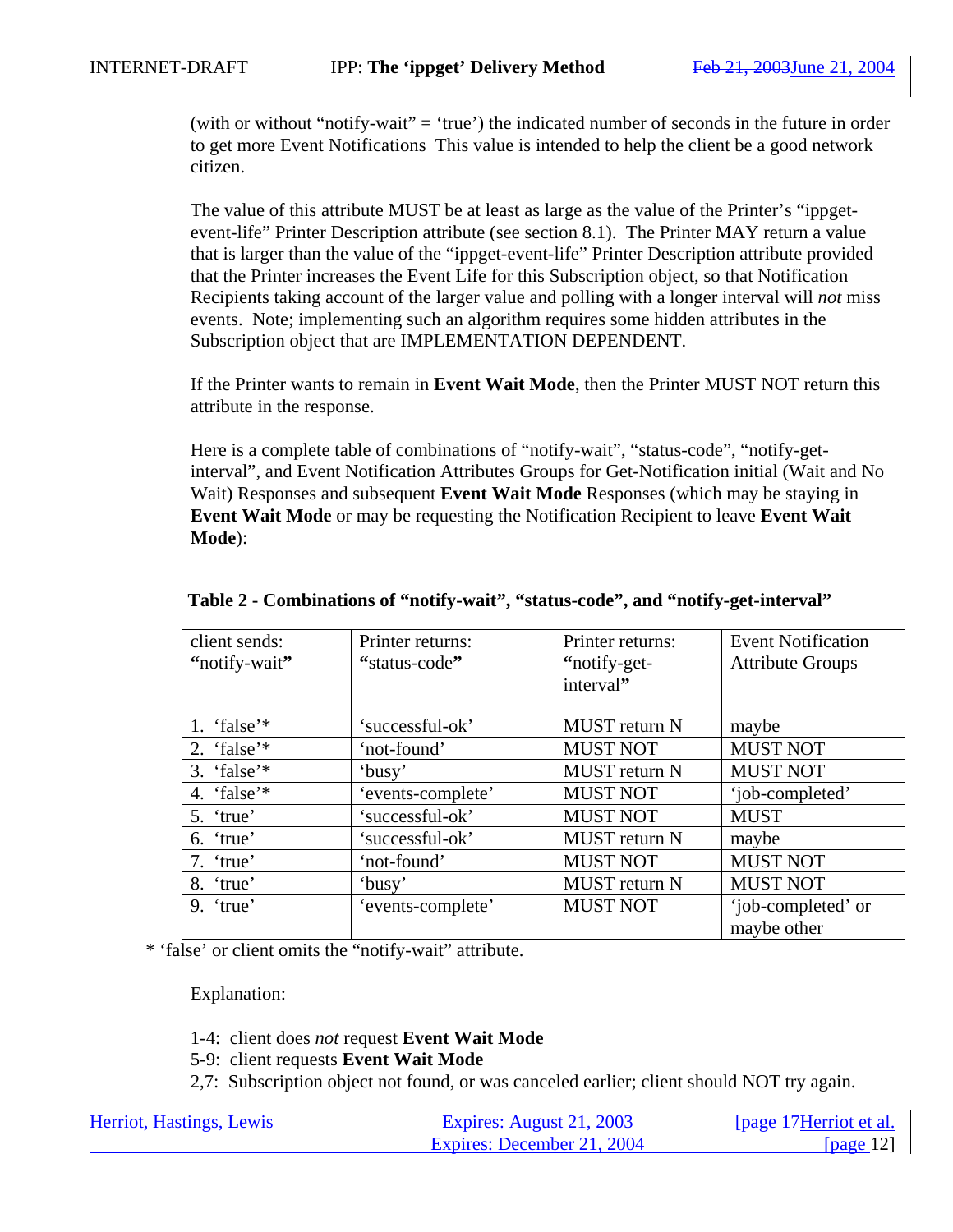(with or without “notify-wait” = ‘true’) the indicated number of seconds in the future in order to get more Event Notifications  This value is intended to help the client be a good network citizen.

The value of this attribute MUST be at least as large as the value of the Printer’s “ippget-event-life” Printer Description attribute (see section 8.1).  The Printer MAY return a value that is larger than the value of the “ippget-event-life” Printer Description attribute provided that the Printer increases the Event Life for this Subscription object, so that Notification Recipients taking account of the larger value and polling with a longer interval will *not* miss events.  Note; implementing such an algorithm requires some hidden attributes in the Subscription object that are IMPLEMENTATION DEPENDENT.

If the Printer wants to remain in **Event Wait Mode**, then the Printer MUST NOT return this attribute in the response.

Here is a complete table of combinations of “notify-wait”, “status-code”, “notify-get-interval”, and Event Notification Attributes Groups for Get-Notification initial (Wait and No Wait) Responses and subsequent **Event Wait Mode** Responses (which may be staying in **Event Wait Mode** or may be requesting the Notification Recipient to leave **Event Wait Mode**):

**Table 2 - Combinations of “notify-wait”, “status-code”, and “notify-get-interval”**

| client sends: **“**notify-wait**”** | Printer returns: **“**status-code**”** | Printer returns: **“**notify-get-interval**”** | Event Notification Attribute Groups |
|---|---|---|---|
| 1.  ‘false’* | ‘successful-ok’ | MUST return N | maybe |
| 2.  ‘false’* | ‘not-found’ | MUST NOT | MUST NOT |
| 3.  ‘false’* | ‘busy’ | MUST return N | MUST NOT |
| 4.  ‘false’* | ‘events-complete’ | MUST NOT | ‘job-completed’ |
| 5.  ‘true’ | ‘successful-ok’ | MUST NOT | MUST |
| 6.  ‘true’ | ‘successful-ok’ | MUST return N | maybe |
| 7.  ‘true’ | ‘not-found’ | MUST NOT | MUST NOT |
| 8.  ‘true’ | ‘busy’ | MUST return N | MUST NOT |
| 9.  ‘true’ | ‘events-complete’ | MUST NOT | ‘job-completed’ or maybe other |

* ‘false’ or client omits the “notify-wait” attribute.

Explanation:

1-4:  client does *not* request **Event Wait Mode**
5-9:  client requests **Event Wait Mode**
2,7:  Subscription object not found, or was canceled earlier; client should NOT try again.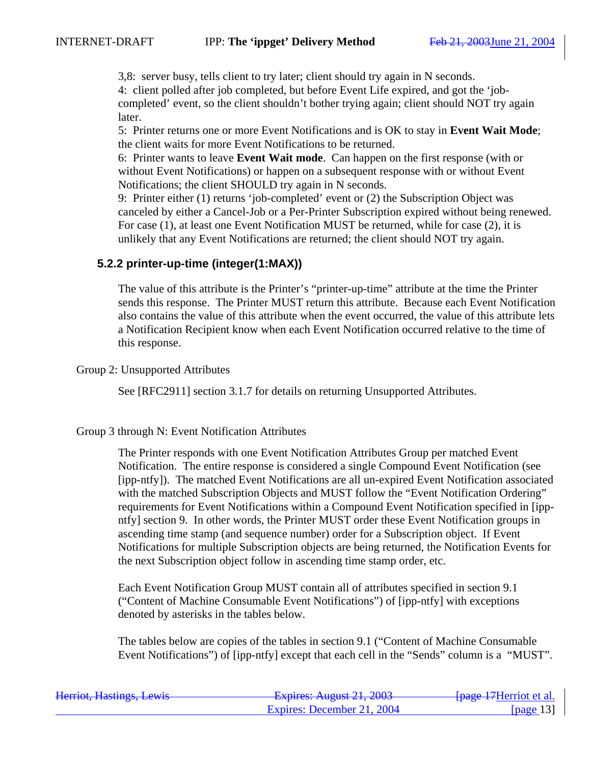3,8: server busy, tells client to try later; client should try again in N seconds.
4: client polled after job completed, but before Event Life expired, and got the 'job-completed' event, so the client shouldn't bother trying again; client should NOT try again later.
5: Printer returns one or more Event Notifications and is OK to stay in **Event Wait Mode**; the client waits for more Event Notifications to be returned.
6: Printer wants to leave **Event Wait mode**. Can happen on the first response (with or without Event Notifications) or happen on a subsequent response with or without Event Notifications; the client SHOULD try again in N seconds.
9: Printer either (1) returns 'job-completed' event or (2) the Subscription Object was canceled by either a Cancel-Job or a Per-Printer Subscription expired without being renewed. For case (1), at least one Event Notification MUST be returned, while for case (2), it is unlikely that any Event Notifications are returned; the client should NOT try again.

### 5.2.2 printer-up-time (integer(1:MAX))

The value of this attribute is the Printer's "printer-up-time" attribute at the time the Printer sends this response. The Printer MUST return this attribute. Because each Event Notification also contains the value of this attribute when the event occurred, the value of this attribute lets a Notification Recipient know when each Event Notification occurred relative to the time of this response.

Group 2: Unsupported Attributes

See [RFC2911] section 3.1.7 for details on returning Unsupported Attributes.

Group 3 through N: Event Notification Attributes

The Printer responds with one Event Notification Attributes Group per matched Event Notification. The entire response is considered a single Compound Event Notification (see [ipp-ntfy]). The matched Event Notifications are all un-expired Event Notification associated with the matched Subscription Objects and MUST follow the "Event Notification Ordering" requirements for Event Notifications within a Compound Event Notification specified in [ipp-ntfy] section 9. In other words, the Printer MUST order these Event Notification groups in ascending time stamp (and sequence number) order for a Subscription object. If Event Notifications for multiple Subscription objects are being returned, the Notification Events for the next Subscription object follow in ascending time stamp order, etc.

Each Event Notification Group MUST contain all of attributes specified in section 9.1 ("Content of Machine Consumable Event Notifications") of [ipp-ntfy] with exceptions denoted by asterisks in the tables below.

The tables below are copies of the tables in section 9.1 ("Content of Machine Consumable Event Notifications") of [ipp-ntfy] except that each cell in the "Sends" column is a "MUST".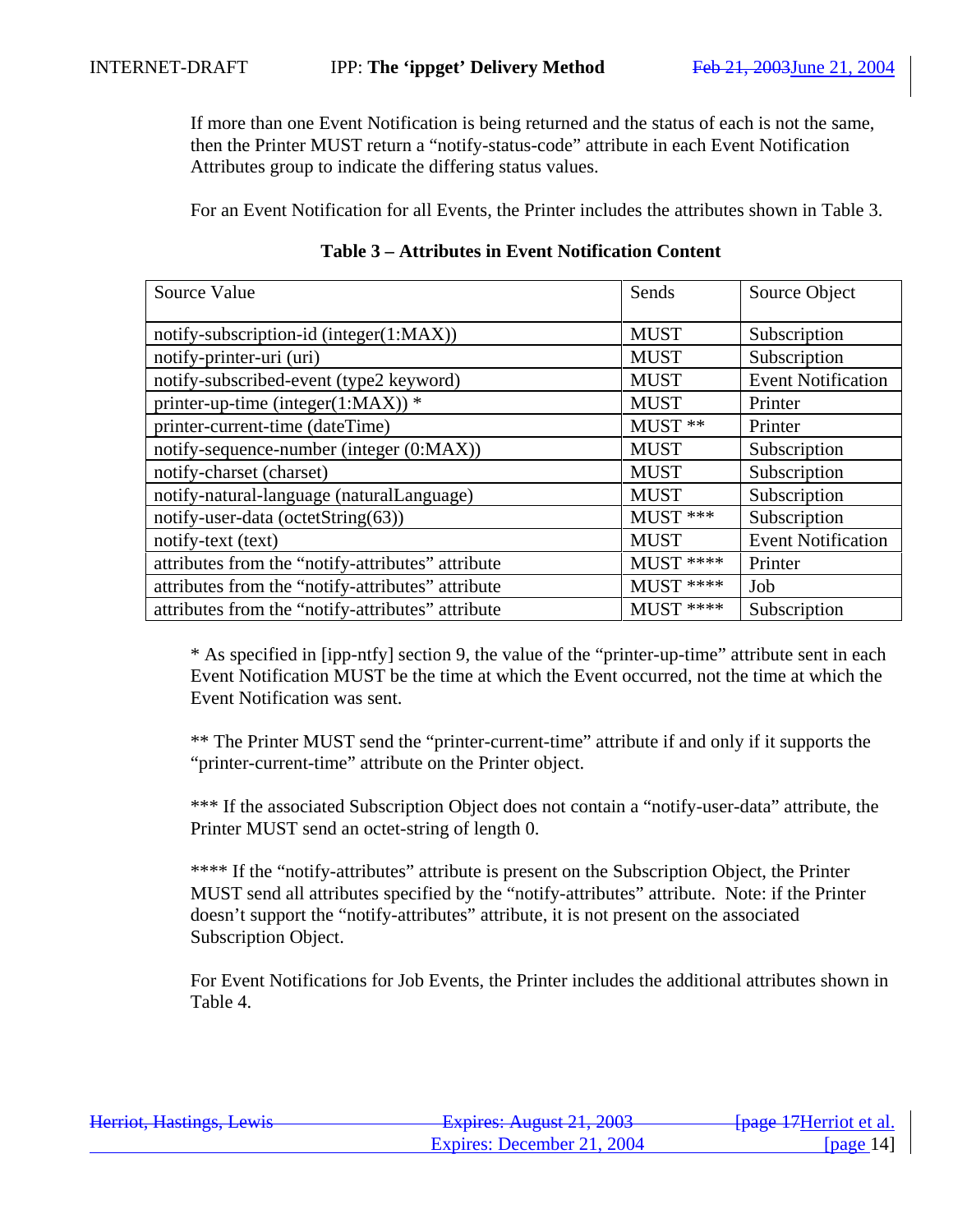If more than one Event Notification is being returned and the status of each is not the same, then the Printer MUST return a "notify-status-code" attribute in each Event Notification Attributes group to indicate the differing status values.

For an Event Notification for all Events, the Printer includes the attributes shown in Table 3.

**Table 3 – Attributes in Event Notification Content**

| Source Value | Sends | Source Object |
|---|---|---|
| notify-subscription-id (integer(1:MAX)) | MUST | Subscription |
| notify-printer-uri (uri) | MUST | Subscription |
| notify-subscribed-event (type2 keyword) | MUST | Event Notification |
| printer-up-time (integer(1:MAX)) * | MUST | Printer |
| printer-current-time (dateTime) | MUST ** | Printer |
| notify-sequence-number (integer (0:MAX)) | MUST | Subscription |
| notify-charset (charset) | MUST | Subscription |
| notify-natural-language (naturalLanguage) | MUST | Subscription |
| notify-user-data (octetString(63)) | MUST *** | Subscription |
| notify-text (text) | MUST | Event Notification |
| attributes from the "notify-attributes" attribute | MUST **** | Printer |
| attributes from the "notify-attributes" attribute | MUST **** | Job |
| attributes from the "notify-attributes" attribute | MUST **** | Subscription |

* As specified in [ipp-ntfy] section 9, the value of the "printer-up-time" attribute sent in each Event Notification MUST be the time at which the Event occurred, not the time at which the Event Notification was sent.

** The Printer MUST send the "printer-current-time" attribute if and only if it supports the "printer-current-time" attribute on the Printer object.

*** If the associated Subscription Object does not contain a "notify-user-data" attribute, the Printer MUST send an octet-string of length 0.

**** If the "notify-attributes" attribute is present on the Subscription Object, the Printer MUST send all attributes specified by the "notify-attributes" attribute. Note: if the Printer doesn't support the "notify-attributes" attribute, it is not present on the associated Subscription Object.

For Event Notifications for Job Events, the Printer includes the additional attributes shown in Table 4.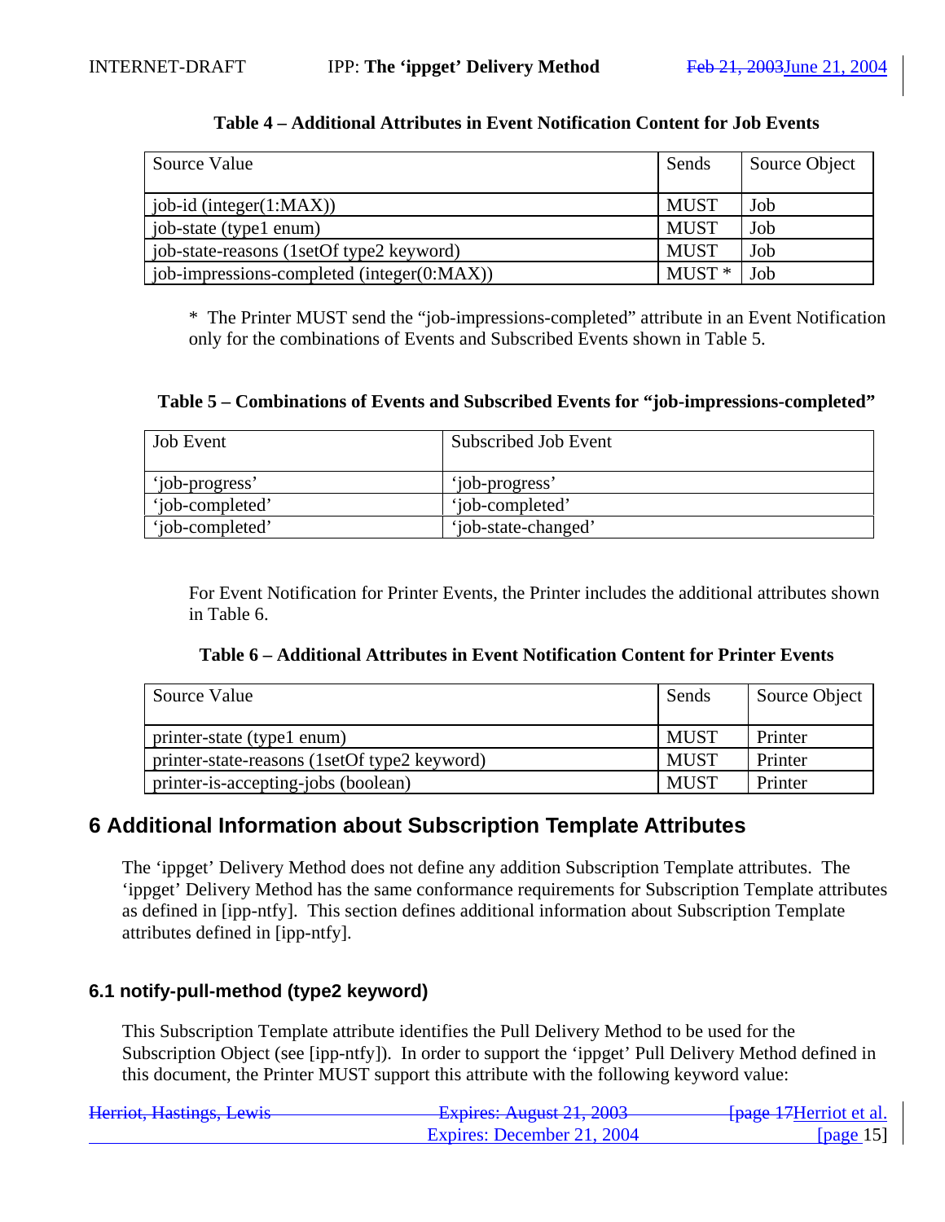**Table 4 – Additional Attributes in Event Notification Content for Job Events**

| Source Value | Sends | Source Object |
|---|---|---|
| job-id (integer(1:MAX)) | MUST | Job |
| job-state (type1 enum) | MUST | Job |
| job-state-reasons (1setOf type2 keyword) | MUST | Job |
| job-impressions-completed (integer(0:MAX)) | MUST * | Job |

* The Printer MUST send the "job-impressions-completed" attribute in an Event Notification only for the combinations of Events and Subscribed Events shown in Table 5.

**Table 5 – Combinations of Events and Subscribed Events for "job-impressions-completed"**

| Job Event | Subscribed Job Event |
|---|---|
| 'job-progress' | 'job-progress' |
| 'job-completed' | 'job-completed' |
| 'job-completed' | 'job-state-changed' |

For Event Notification for Printer Events, the Printer includes the additional attributes shown in Table 6.

**Table 6 – Additional Attributes in Event Notification Content for Printer Events**

| Source Value | Sends | Source Object |
|---|---|---|
| printer-state (type1 enum) | MUST | Printer |
| printer-state-reasons (1setOf type2 keyword) | MUST | Printer |
| printer-is-accepting-jobs (boolean) | MUST | Printer |

# 6 Additional Information about Subscription Template Attributes

The 'ippget' Delivery Method does not define any addition Subscription Template attributes. The 'ippget' Delivery Method has the same conformance requirements for Subscription Template attributes as defined in [ipp-ntfy]. This section defines additional information about Subscription Template attributes defined in [ipp-ntfy].

## 6.1 notify-pull-method (type2 keyword)

This Subscription Template attribute identifies the Pull Delivery Method to be used for the Subscription Object (see [ipp-ntfy]). In order to support the 'ippget' Pull Delivery Method defined in this document, the Printer MUST support this attribute with the following keyword value: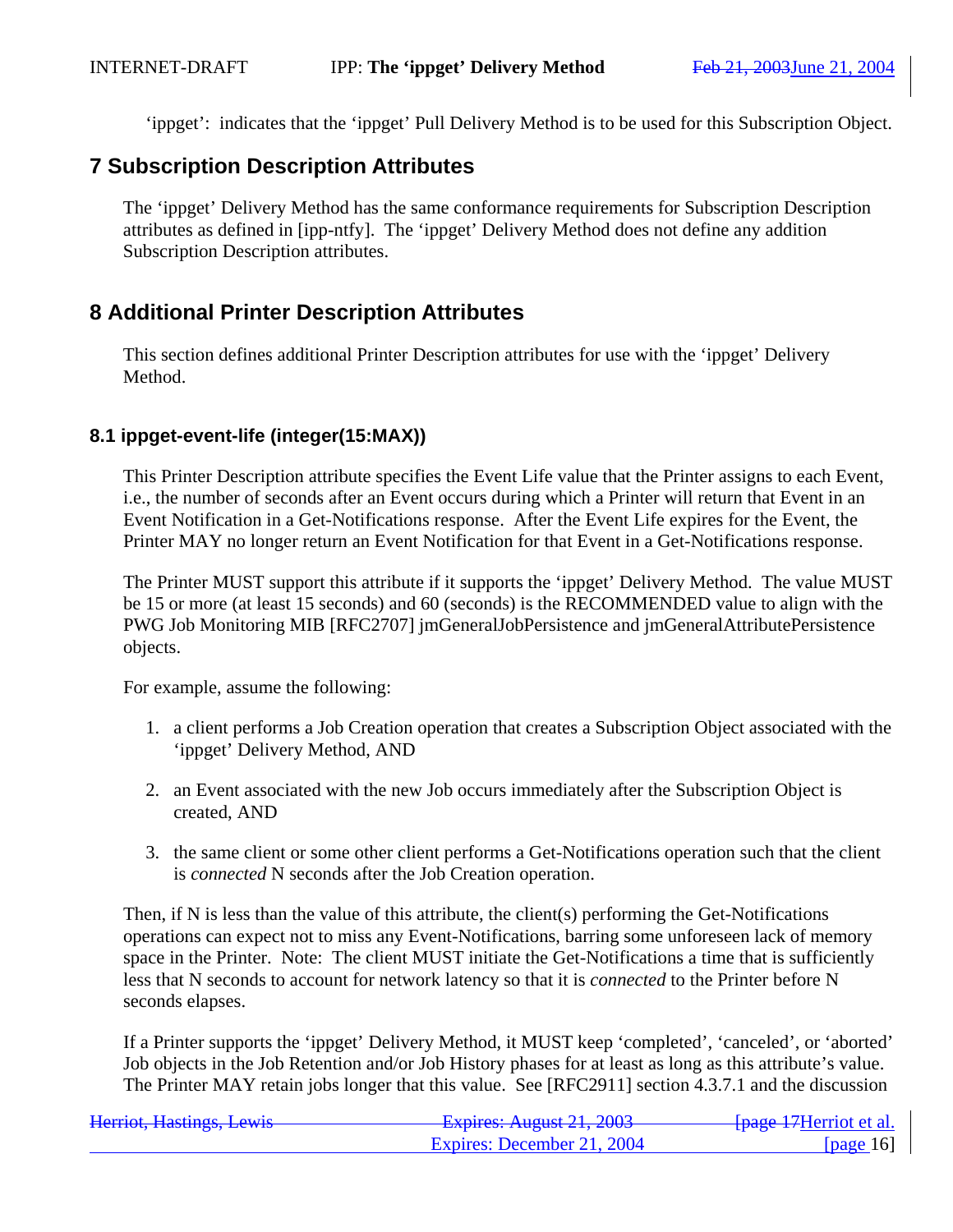'ippget': indicates that the 'ippget' Pull Delivery Method is to be used for this Subscription Object.

## 7 Subscription Description Attributes

The 'ippget' Delivery Method has the same conformance requirements for Subscription Description attributes as defined in [ipp-ntfy]. The 'ippget' Delivery Method does not define any addition Subscription Description attributes.

## 8 Additional Printer Description Attributes

This section defines additional Printer Description attributes for use with the 'ippget' Delivery Method.

### 8.1 ippget-event-life (integer(15:MAX))

This Printer Description attribute specifies the Event Life value that the Printer assigns to each Event, i.e., the number of seconds after an Event occurs during which a Printer will return that Event in an Event Notification in a Get-Notifications response. After the Event Life expires for the Event, the Printer MAY no longer return an Event Notification for that Event in a Get-Notifications response.

The Printer MUST support this attribute if it supports the 'ippget' Delivery Method. The value MUST be 15 or more (at least 15 seconds) and 60 (seconds) is the RECOMMENDED value to align with the PWG Job Monitoring MIB [RFC2707] jmGeneralJobPersistence and jmGeneralAttributePersistence objects.

For example, assume the following:

1. a client performs a Job Creation operation that creates a Subscription Object associated with the 'ippget' Delivery Method, AND

2. an Event associated with the new Job occurs immediately after the Subscription Object is created, AND

3. the same client or some other client performs a Get-Notifications operation such that the client is *connected* N seconds after the Job Creation operation.

Then, if N is less than the value of this attribute, the client(s) performing the Get-Notifications operations can expect not to miss any Event-Notifications, barring some unforeseen lack of memory space in the Printer. Note: The client MUST initiate the Get-Notifications a time that is sufficiently less that N seconds to account for network latency so that it is *connected* to the Printer before N seconds elapses.

If a Printer supports the 'ippget' Delivery Method, it MUST keep 'completed', 'canceled', or 'aborted' Job objects in the Job Retention and/or Job History phases for at least as long as this attribute's value. The Printer MAY retain jobs longer that this value. See [RFC2911] section 4.3.7.1 and the discussion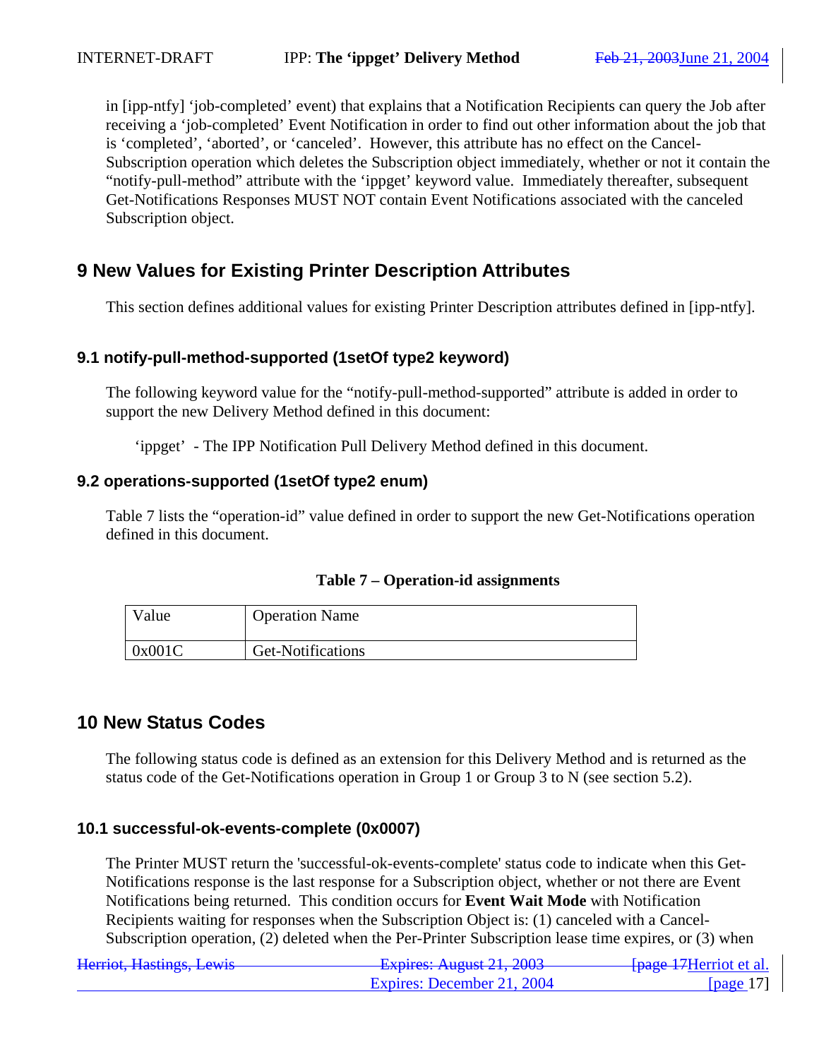in [ipp-ntfy] 'job-completed' event) that explains that a Notification Recipients can query the Job after receiving a 'job-completed' Event Notification in order to find out other information about the job that is 'completed', 'aborted', or 'canceled'. However, this attribute has no effect on the Cancel-Subscription operation which deletes the Subscription object immediately, whether or not it contain the "notify-pull-method" attribute with the 'ippget' keyword value. Immediately thereafter, subsequent Get-Notifications Responses MUST NOT contain Event Notifications associated with the canceled Subscription object.

# 9 New Values for Existing Printer Description Attributes

This section defines additional values for existing Printer Description attributes defined in [ipp-ntfy].

## 9.1 notify-pull-method-supported (1setOf type2 keyword)

The following keyword value for the "notify-pull-method-supported" attribute is added in order to support the new Delivery Method defined in this document:

'ippget' - The IPP Notification Pull Delivery Method defined in this document.

## 9.2 operations-supported (1setOf type2 enum)

Table 7 lists the "operation-id" value defined in order to support the new Get-Notifications operation defined in this document.

**Table 7 – Operation-id assignments**

| Value | Operation Name |
|---|---|
| 0x001C | Get-Notifications |

# 10 New Status Codes

The following status code is defined as an extension for this Delivery Method and is returned as the status code of the Get-Notifications operation in Group 1 or Group 3 to N (see section 5.2).

## 10.1 successful-ok-events-complete (0x0007)

The Printer MUST return the 'successful-ok-events-complete' status code to indicate when this Get-Notifications response is the last response for a Subscription object, whether or not there are Event Notifications being returned. This condition occurs for **Event Wait Mode** with Notification Recipients waiting for responses when the Subscription Object is: (1) canceled with a Cancel-Subscription operation, (2) deleted when the Per-Printer Subscription lease time expires, or (3) when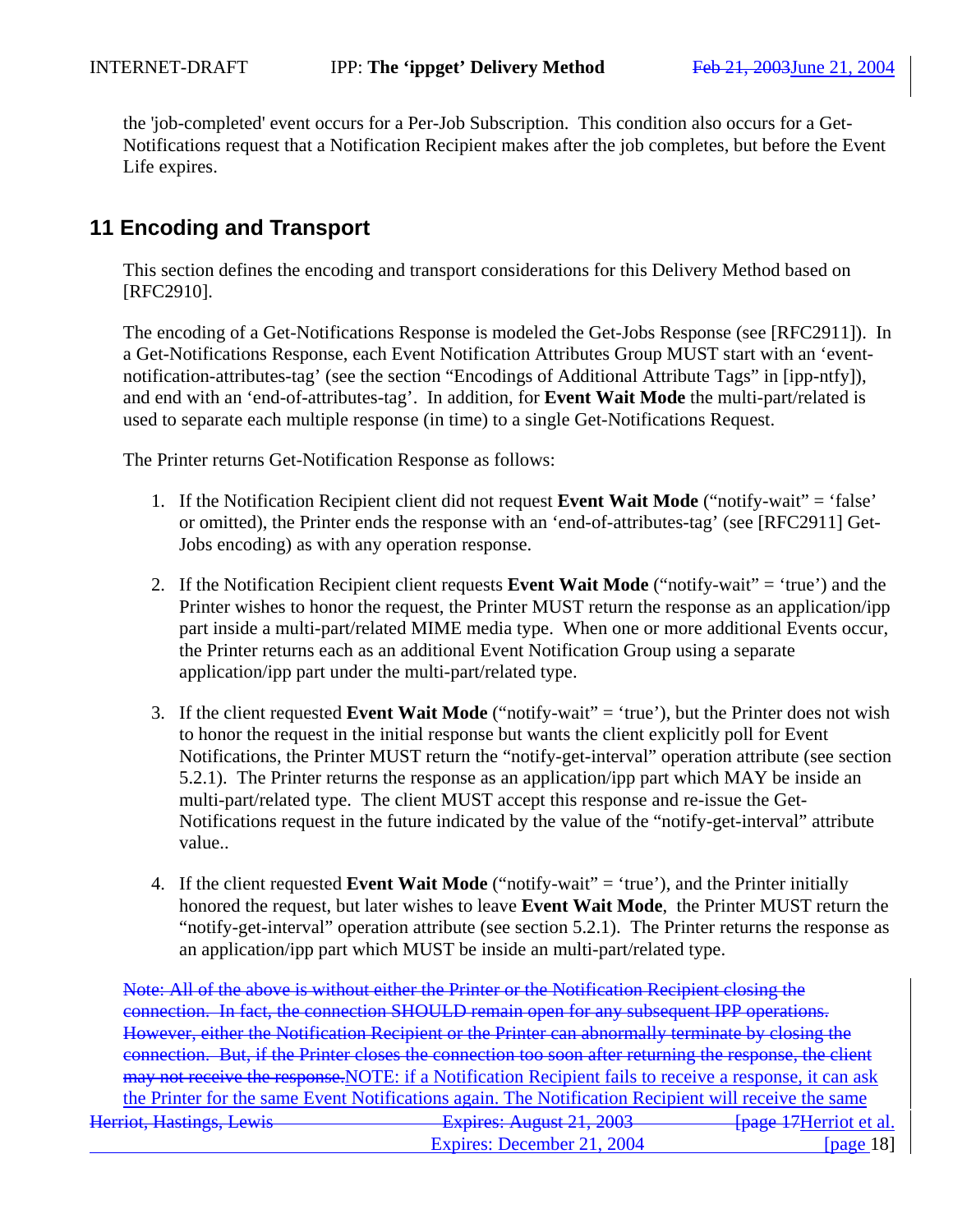the 'job-completed' event occurs for a Per-Job Subscription. This condition also occurs for a Get-Notifications request that a Notification Recipient makes after the job completes, but before the Event Life expires.

## 11 Encoding and Transport

This section defines the encoding and transport considerations for this Delivery Method based on [RFC2910].

The encoding of a Get-Notifications Response is modeled the Get-Jobs Response (see [RFC2911]). In a Get-Notifications Response, each Event Notification Attributes Group MUST start with an 'event-notification-attributes-tag' (see the section "Encodings of Additional Attribute Tags" in [ipp-ntfy]), and end with an 'end-of-attributes-tag'. In addition, for **Event Wait Mode** the multi-part/related is used to separate each multiple response (in time) to a single Get-Notifications Request.

The Printer returns Get-Notification Response as follows:

1. If the Notification Recipient client did not request **Event Wait Mode** ("notify-wait" = 'false' or omitted), the Printer ends the response with an 'end-of-attributes-tag' (see [RFC2911] Get-Jobs encoding) as with any operation response.

2. If the Notification Recipient client requests **Event Wait Mode** ("notify-wait" = 'true') and the Printer wishes to honor the request, the Printer MUST return the response as an application/ipp part inside a multi-part/related MIME media type. When one or more additional Events occur, the Printer returns each as an additional Event Notification Group using a separate application/ipp part under the multi-part/related type.

3. If the client requested **Event Wait Mode** ("notify-wait" = 'true'), but the Printer does not wish to honor the request in the initial response but wants the client explicitly poll for Event Notifications, the Printer MUST return the "notify-get-interval" operation attribute (see section 5.2.1). The Printer returns the response as an application/ipp part which MAY be inside an multi-part/related type. The client MUST accept this response and re-issue the Get-Notifications request in the future indicated by the value of the "notify-get-interval" attribute value..

4. If the client requested **Event Wait Mode** ("notify-wait" = 'true'), and the Printer initially honored the request, but later wishes to leave **Event Wait Mode**, the Printer MUST return the "notify-get-interval" operation attribute (see section 5.2.1). The Printer returns the response as an application/ipp part which MUST be inside an multi-part/related type.

~~Note: All of the above is without either the Printer or the Notification Recipient closing the connection. In fact, the connection SHOULD remain open for any subsequent IPP operations. However, either the Notification Recipient or the Printer can abnormally terminate by closing the connection. But, if the Printer closes the connection too soon after returning the response, the client may not receive the response.~~NOTE: if a Notification Recipient fails to receive a response, it can ask the Printer for the same Event Notifications again. The Notification Recipient will receive the same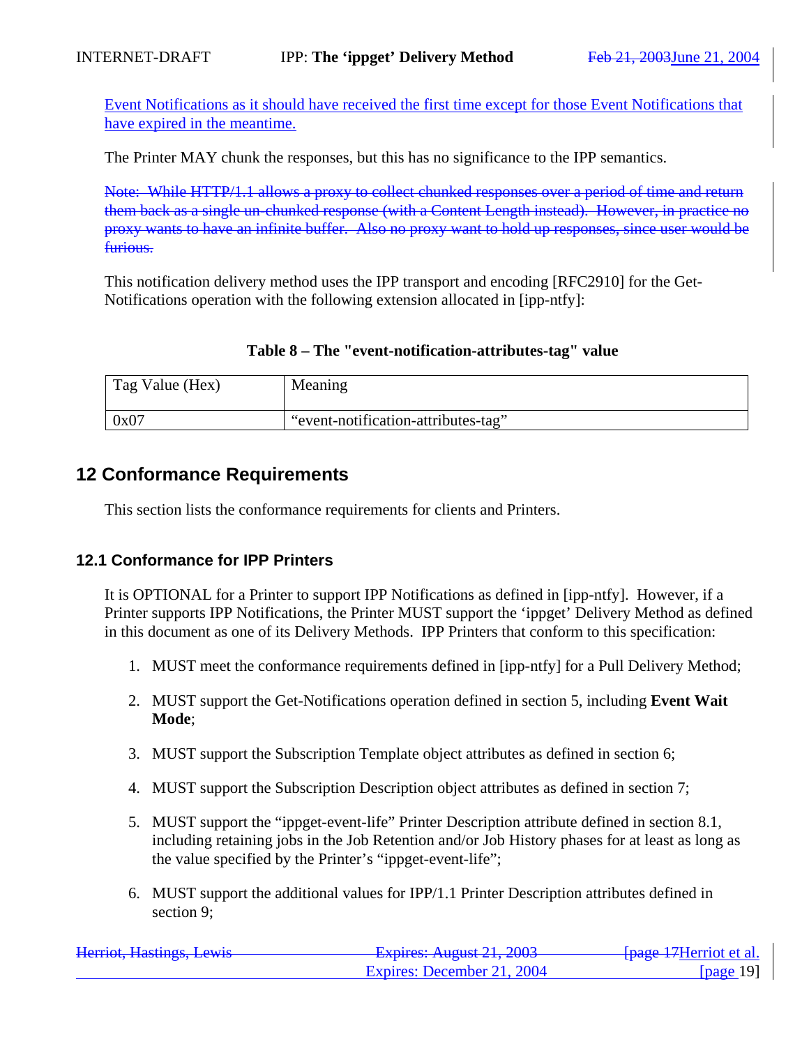Event Notifications as it should have received the first time except for those Event Notifications that have expired in the meantime.

The Printer MAY chunk the responses, but this has no significance to the IPP semantics.

~~Note: While HTTP/1.1 allows a proxy to collect chunked responses over a period of time and return them back as a single un-chunked response (with a Content Length instead). However, in practice no proxy wants to have an infinite buffer. Also no proxy want to hold up responses, since user would be furious.~~

This notification delivery method uses the IPP transport and encoding [RFC2910] for the Get-Notifications operation with the following extension allocated in [ipp-ntfy]:

**Table 8 – The "event-notification-attributes-tag" value**

| Tag Value (Hex) | Meaning |
|---|---|
| 0x07 | "event-notification-attributes-tag" |

## 12 Conformance Requirements

This section lists the conformance requirements for clients and Printers.

### 12.1 Conformance for IPP Printers

It is OPTIONAL for a Printer to support IPP Notifications as defined in [ipp-ntfy]. However, if a Printer supports IPP Notifications, the Printer MUST support the 'ippget' Delivery Method as defined in this document as one of its Delivery Methods. IPP Printers that conform to this specification:

1. MUST meet the conformance requirements defined in [ipp-ntfy] for a Pull Delivery Method;
2. MUST support the Get-Notifications operation defined in section 5, including **Event Wait Mode**;
3. MUST support the Subscription Template object attributes as defined in section 6;
4. MUST support the Subscription Description object attributes as defined in section 7;
5. MUST support the "ippget-event-life" Printer Description attribute defined in section 8.1, including retaining jobs in the Job Retention and/or Job History phases for at least as long as the value specified by the Printer's "ippget-event-life";
6. MUST support the additional values for IPP/1.1 Printer Description attributes defined in section 9;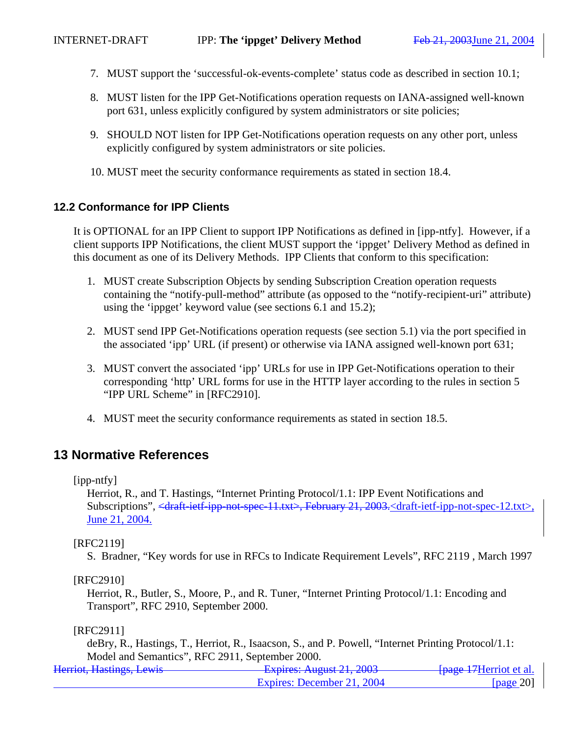7. MUST support the 'successful-ok-events-complete' status code as described in section 10.1;

8. MUST listen for the IPP Get-Notifications operation requests on IANA-assigned well-known port 631, unless explicitly configured by system administrators or site policies;

9. SHOULD NOT listen for IPP Get-Notifications operation requests on any other port, unless explicitly configured by system administrators or site policies.

10. MUST meet the security conformance requirements as stated in section 18.4.

### 12.2 Conformance for IPP Clients

It is OPTIONAL for an IPP Client to support IPP Notifications as defined in [ipp-ntfy]. However, if a client supports IPP Notifications, the client MUST support the 'ippget' Delivery Method as defined in this document as one of its Delivery Methods. IPP Clients that conform to this specification:

1. MUST create Subscription Objects by sending Subscription Creation operation requests containing the "notify-pull-method" attribute (as opposed to the "notify-recipient-uri" attribute) using the 'ippget' keyword value (see sections 6.1 and 15.2);

2. MUST send IPP Get-Notifications operation requests (see section 5.1) via the port specified in the associated 'ipp' URL (if present) or otherwise via IANA assigned well-known port 631;

3. MUST convert the associated 'ipp' URLs for use in IPP Get-Notifications operation to their corresponding 'http' URL forms for use in the HTTP layer according to the rules in section 5 "IPP URL Scheme" in [RFC2910].

4. MUST meet the security conformance requirements as stated in section 18.5.

## 13 Normative References

[ipp-ntfy]
Herriot, R., and T. Hastings, "Internet Printing Protocol/1.1: IPP Event Notifications and Subscriptions", ~~<draft-ietf-ipp-not-spec-11.txt>, February 21, 2003.~~<draft-ietf-ipp-not-spec-12.txt>, June 21, 2004.

[RFC2119]
S. Bradner, "Key words for use in RFCs to Indicate Requirement Levels", RFC 2119 , March 1997

[RFC2910]
Herriot, R., Butler, S., Moore, P., and R. Tuner, "Internet Printing Protocol/1.1: Encoding and Transport", RFC 2910, September 2000.

[RFC2911]
deBry, R., Hastings, T., Herriot, R., Isaacson, S., and P. Powell, "Internet Printing Protocol/1.1: Model and Semantics", RFC 2911, September 2000.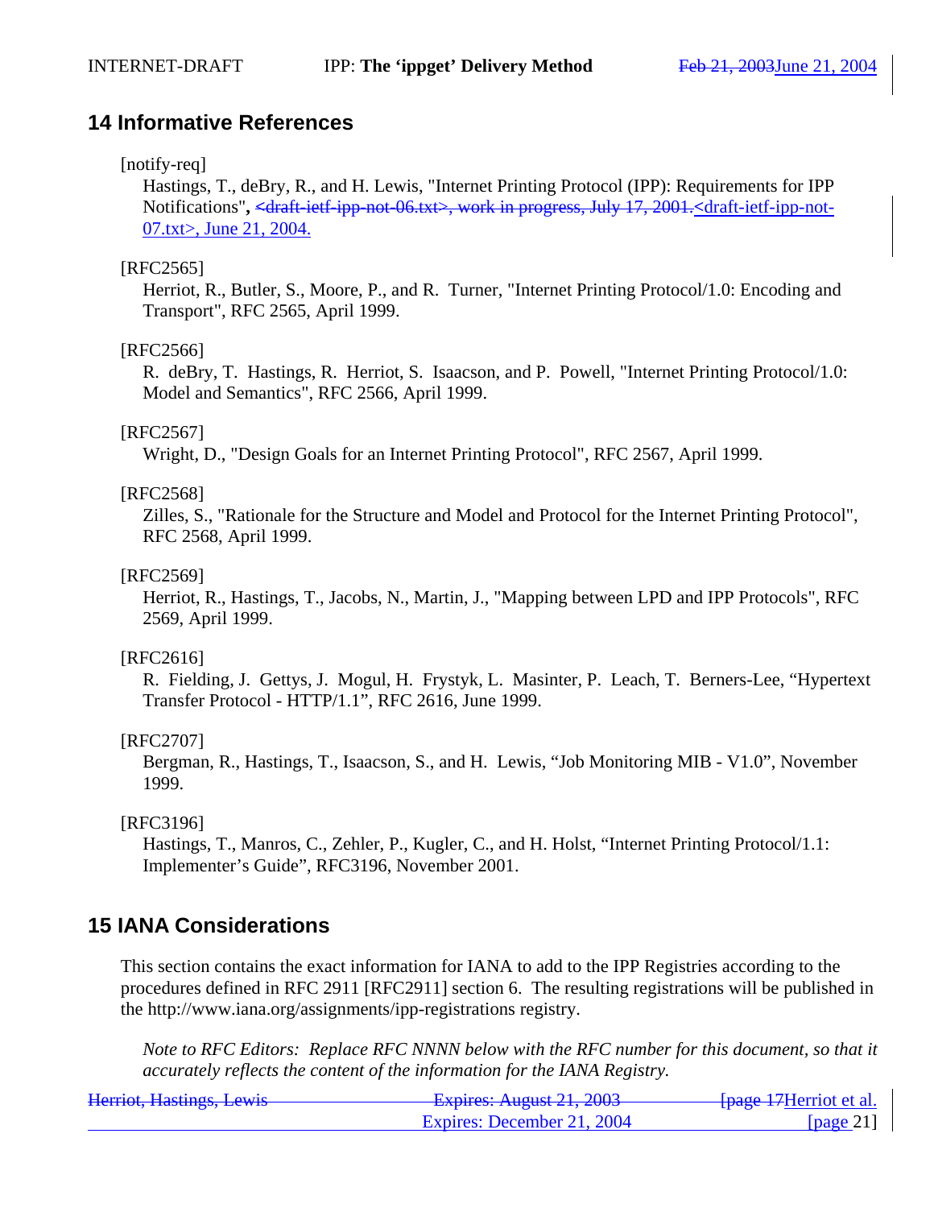## 14 Informative References

[notify-req]

Hastings, T., deBry, R., and H. Lewis, "Internet Printing Protocol (IPP): Requirements for IPP Notifications", <draft-ietf-ipp-not-06.txt>, work in progress, July 17, 2001.<draft-ietf-ipp-not-07.txt>, June 21, 2004.

[RFC2565]

Herriot, R., Butler, S., Moore, P., and R. Turner, "Internet Printing Protocol/1.0: Encoding and Transport", RFC 2565, April 1999.

[RFC2566]

R. deBry, T. Hastings, R. Herriot, S. Isaacson, and P. Powell, "Internet Printing Protocol/1.0: Model and Semantics", RFC 2566, April 1999.

[RFC2567]

Wright, D., "Design Goals for an Internet Printing Protocol", RFC 2567, April 1999.

[RFC2568]

Zilles, S., "Rationale for the Structure and Model and Protocol for the Internet Printing Protocol", RFC 2568, April 1999.

[RFC2569]

Herriot, R., Hastings, T., Jacobs, N., Martin, J., "Mapping between LPD and IPP Protocols", RFC 2569, April 1999.

[RFC2616]

R. Fielding, J. Gettys, J. Mogul, H. Frystyk, L. Masinter, P. Leach, T. Berners-Lee, “Hypertext Transfer Protocol - HTTP/1.1”, RFC 2616, June 1999.

[RFC2707]

Bergman, R., Hastings, T., Isaacson, S., and H. Lewis, “Job Monitoring MIB - V1.0”, November 1999.

[RFC3196]

Hastings, T., Manros, C., Zehler, P., Kugler, C., and H. Holst, “Internet Printing Protocol/1.1: Implementer’s Guide”, RFC3196, November 2001.

## 15 IANA Considerations

This section contains the exact information for IANA to add to the IPP Registries according to the procedures defined in RFC 2911 [RFC2911] section 6. The resulting registrations will be published in the http://www.iana.org/assignments/ipp-registrations registry.

*Note to RFC Editors: Replace RFC NNNN below with the RFC number for this document, so that it accurately reflects the content of the information for the IANA Registry.*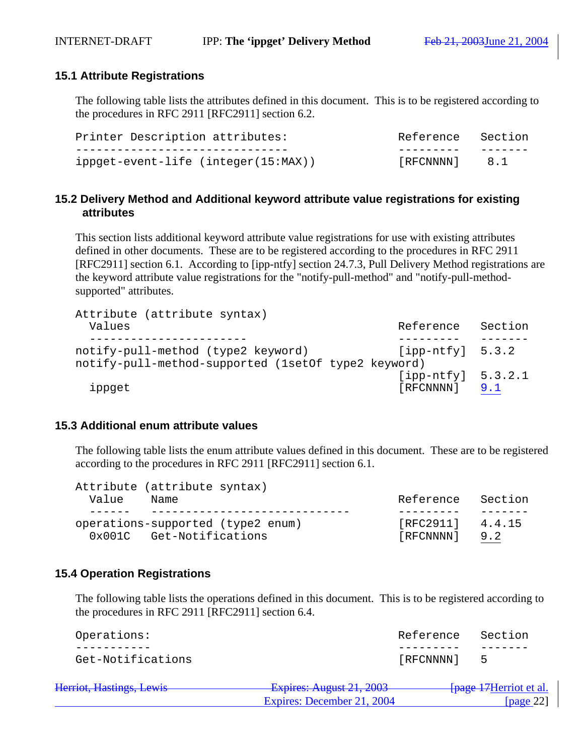### 15.1 Attribute Registrations

The following table lists the attributes defined in this document. This is to be registered according to the procedures in RFC 2911 [RFC2911] section 6.2.

```
Printer Description attributes:                   Reference   Section
-------------------------------                   ---------   -------
ippget-event-life (integer(15:MAX))               [RFCNNNN]    8.1
```

### 15.2 Delivery Method and Additional keyword attribute value registrations for existing attributes

This section lists additional keyword attribute value registrations for use with existing attributes defined in other documents. These are to be registered according to the procedures in RFC 2911 [RFC2911] section 6.1. According to [ipp-ntfy] section 24.7.3, Pull Delivery Method registrations are the keyword attribute value registrations for the "notify-pull-method" and "notify-pull-method-supported" attributes.

```
Attribute (attribute syntax)
  Values                                          Reference   Section
  -----------------------                         ---------   -------
notify-pull-method (type2 keyword)                [ipp-ntfy]  5.3.2
notify-pull-method-supported (1setOf type2 keyword)
                                                  [ipp-ntfy]  5.3.2.1
  ippget                                          [RFCNNNN]   9.1
```

### 15.3 Additional enum attribute values

The following table lists the enum attribute values defined in this document. These are to be registered according to the procedures in RFC 2911 [RFC2911] section 6.1.

```
Attribute (attribute syntax)
  Value     Name                                  Reference   Section
  ------    -----------------------------         ---------   -------
operations-supported (type2 enum)                 [RFC2911]   4.4.15
  0x001C    Get-Notifications                     [RFCNNNN]   9.2
```

### 15.4 Operation Registrations

The following table lists the operations defined in this document. This is to be registered according to the procedures in RFC 2911 [RFC2911] section 6.4.

```
Operations:                                       Reference   Section
-----------                                       ---------   -------
Get-Notifications                                 [RFCNNNN]   5
```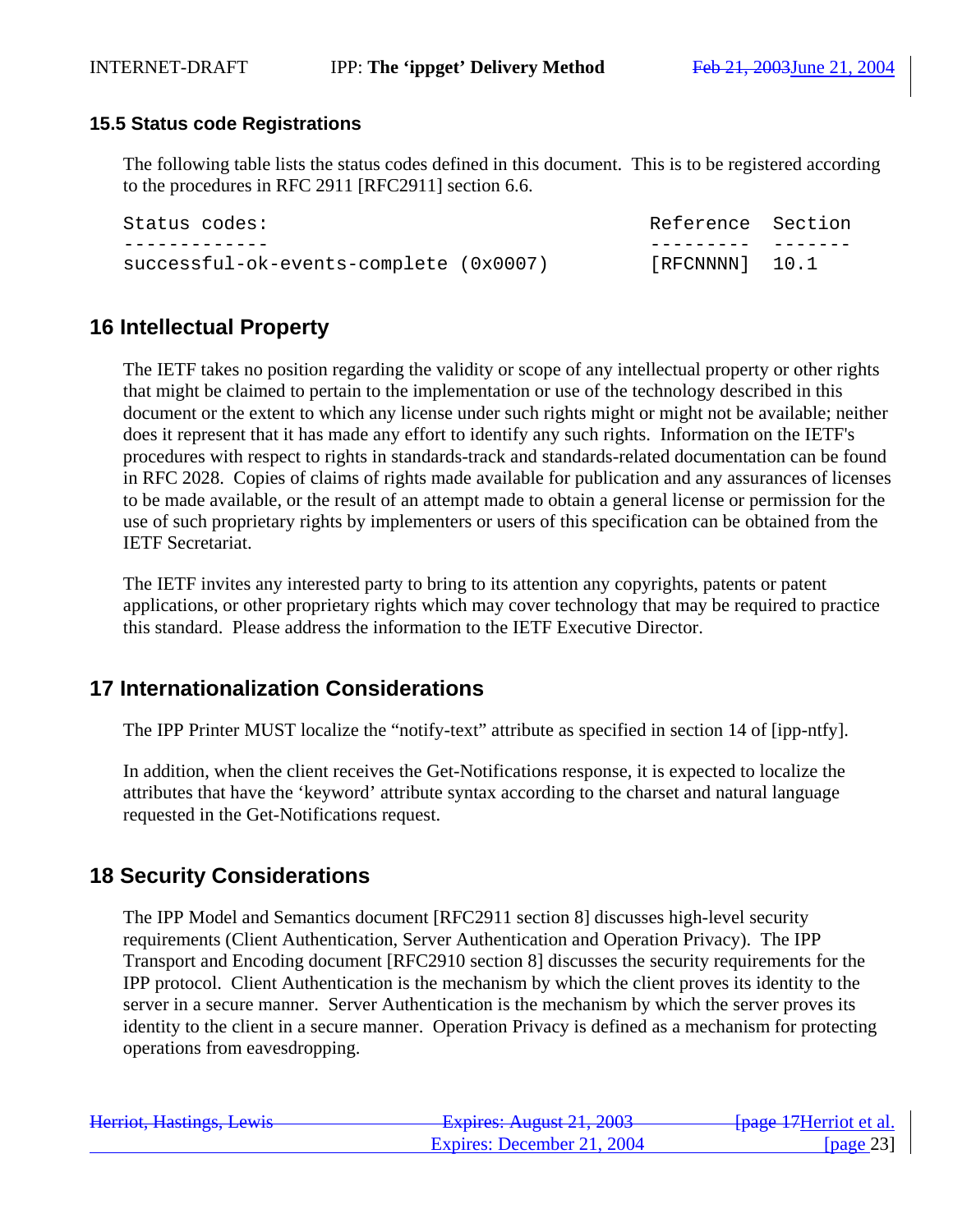### 15.5 Status code Registrations

The following table lists the status codes defined in this document. This is to be registered according to the procedures in RFC 2911 [RFC2911] section 6.6.

```
Status codes:                                     Reference  Section
-------------                                     ---------  -------
successful-ok-events-complete (0x0007)            [RFCNNNN]  10.1
```

## 16 Intellectual Property

The IETF takes no position regarding the validity or scope of any intellectual property or other rights that might be claimed to pertain to the implementation or use of the technology described in this document or the extent to which any license under such rights might or might not be available; neither does it represent that it has made any effort to identify any such rights. Information on the IETF's procedures with respect to rights in standards-track and standards-related documentation can be found in RFC 2028. Copies of claims of rights made available for publication and any assurances of licenses to be made available, or the result of an attempt made to obtain a general license or permission for the use of such proprietary rights by implementers or users of this specification can be obtained from the IETF Secretariat.

The IETF invites any interested party to bring to its attention any copyrights, patents or patent applications, or other proprietary rights which may cover technology that may be required to practice this standard. Please address the information to the IETF Executive Director.

## 17 Internationalization Considerations

The IPP Printer MUST localize the "notify-text" attribute as specified in section 14 of [ipp-ntfy].

In addition, when the client receives the Get-Notifications response, it is expected to localize the attributes that have the 'keyword' attribute syntax according to the charset and natural language requested in the Get-Notifications request.

## 18 Security Considerations

The IPP Model and Semantics document [RFC2911 section 8] discusses high-level security requirements (Client Authentication, Server Authentication and Operation Privacy). The IPP Transport and Encoding document [RFC2910 section 8] discusses the security requirements for the IPP protocol. Client Authentication is the mechanism by which the client proves its identity to the server in a secure manner. Server Authentication is the mechanism by which the server proves its identity to the client in a secure manner. Operation Privacy is defined as a mechanism for protecting operations from eavesdropping.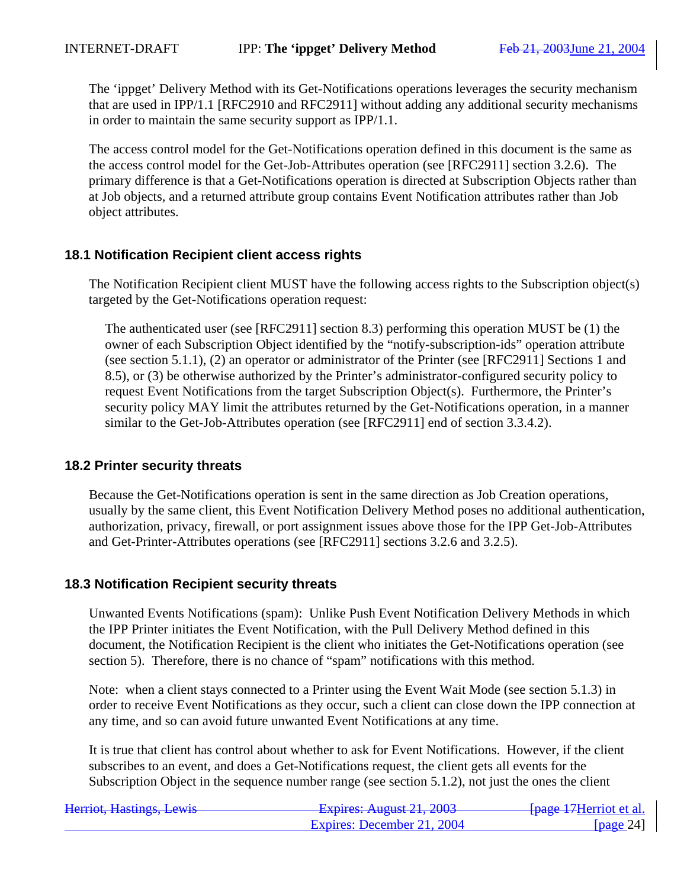The 'ippget' Delivery Method with its Get-Notifications operations leverages the security mechanism that are used in IPP/1.1 [RFC2910 and RFC2911] without adding any additional security mechanisms in order to maintain the same security support as IPP/1.1.

The access control model for the Get-Notifications operation defined in this document is the same as the access control model for the Get-Job-Attributes operation (see [RFC2911] section 3.2.6). The primary difference is that a Get-Notifications operation is directed at Subscription Objects rather than at Job objects, and a returned attribute group contains Event Notification attributes rather than Job object attributes.

### 18.1 Notification Recipient client access rights

The Notification Recipient client MUST have the following access rights to the Subscription object(s) targeted by the Get-Notifications operation request:

> The authenticated user (see [RFC2911] section 8.3) performing this operation MUST be (1) the owner of each Subscription Object identified by the "notify-subscription-ids" operation attribute (see section 5.1.1), (2) an operator or administrator of the Printer (see [RFC2911] Sections 1 and 8.5), or (3) be otherwise authorized by the Printer's administrator-configured security policy to request Event Notifications from the target Subscription Object(s). Furthermore, the Printer's security policy MAY limit the attributes returned by the Get-Notifications operation, in a manner similar to the Get-Job-Attributes operation (see [RFC2911] end of section 3.3.4.2).

### 18.2 Printer security threats

Because the Get-Notifications operation is sent in the same direction as Job Creation operations, usually by the same client, this Event Notification Delivery Method poses no additional authentication, authorization, privacy, firewall, or port assignment issues above those for the IPP Get-Job-Attributes and Get-Printer-Attributes operations (see [RFC2911] sections 3.2.6 and 3.2.5).

### 18.3 Notification Recipient security threats

Unwanted Events Notifications (spam): Unlike Push Event Notification Delivery Methods in which the IPP Printer initiates the Event Notification, with the Pull Delivery Method defined in this document, the Notification Recipient is the client who initiates the Get-Notifications operation (see section 5). Therefore, there is no chance of "spam" notifications with this method.

Note: when a client stays connected to a Printer using the Event Wait Mode (see section 5.1.3) in order to receive Event Notifications as they occur, such a client can close down the IPP connection at any time, and so can avoid future unwanted Event Notifications at any time.

It is true that client has control about whether to ask for Event Notifications. However, if the client subscribes to an event, and does a Get-Notifications request, the client gets all events for the Subscription Object in the sequence number range (see section 5.1.2), not just the ones the client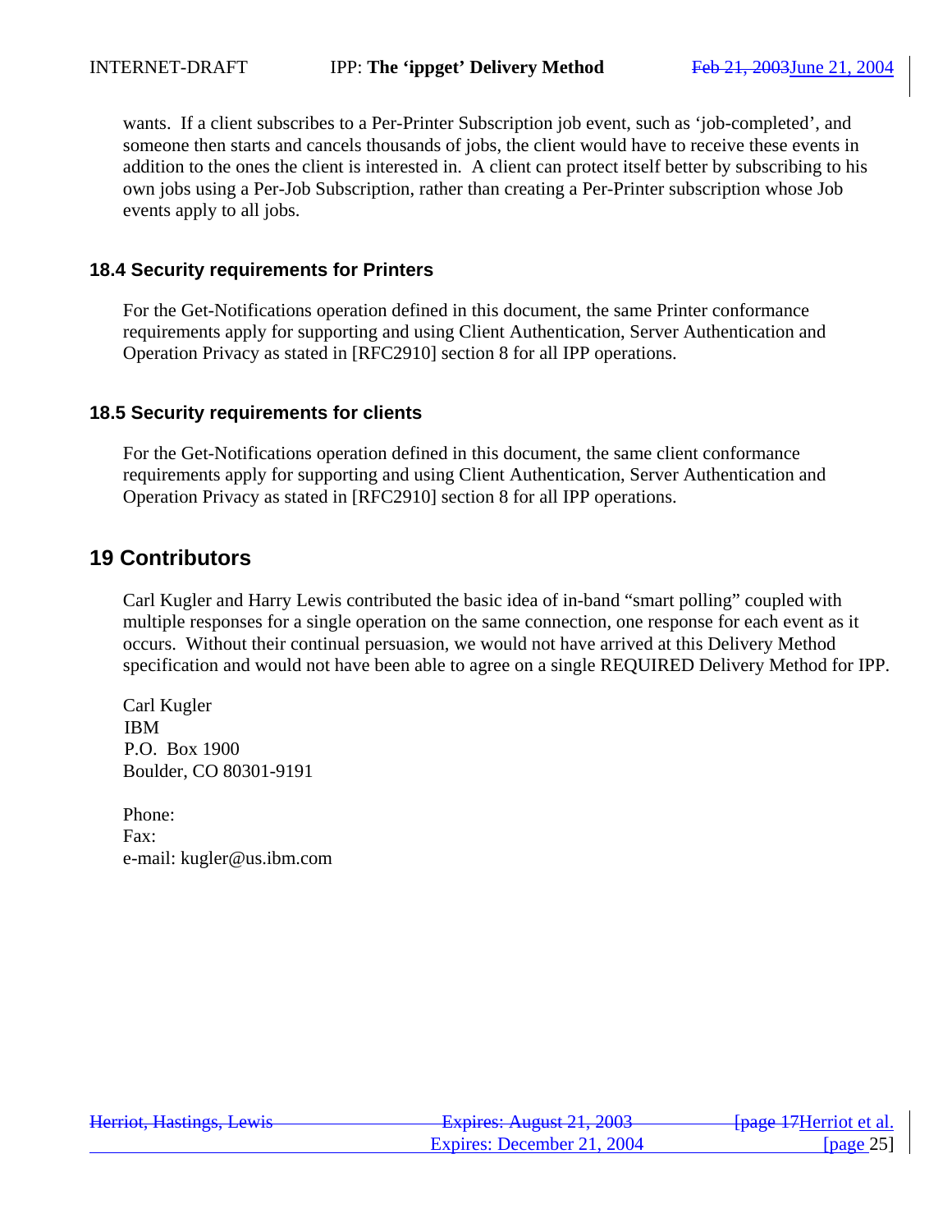wants. If a client subscribes to a Per-Printer Subscription job event, such as 'job-completed', and someone then starts and cancels thousands of jobs, the client would have to receive these events in addition to the ones the client is interested in. A client can protect itself better by subscribing to his own jobs using a Per-Job Subscription, rather than creating a Per-Printer subscription whose Job events apply to all jobs.

### 18.4 Security requirements for Printers

For the Get-Notifications operation defined in this document, the same Printer conformance requirements apply for supporting and using Client Authentication, Server Authentication and Operation Privacy as stated in [RFC2910] section 8 for all IPP operations.

### 18.5 Security requirements for clients

For the Get-Notifications operation defined in this document, the same client conformance requirements apply for supporting and using Client Authentication, Server Authentication and Operation Privacy as stated in [RFC2910] section 8 for all IPP operations.

## 19 Contributors

Carl Kugler and Harry Lewis contributed the basic idea of in-band "smart polling" coupled with multiple responses for a single operation on the same connection, one response for each event as it occurs. Without their continual persuasion, we would not have arrived at this Delivery Method specification and would not have been able to agree on a single REQUIRED Delivery Method for IPP.

Carl Kugler
IBM
P.O. Box 1900
Boulder, CO 80301-9191

Phone:
Fax:
e-mail: kugler@us.ibm.com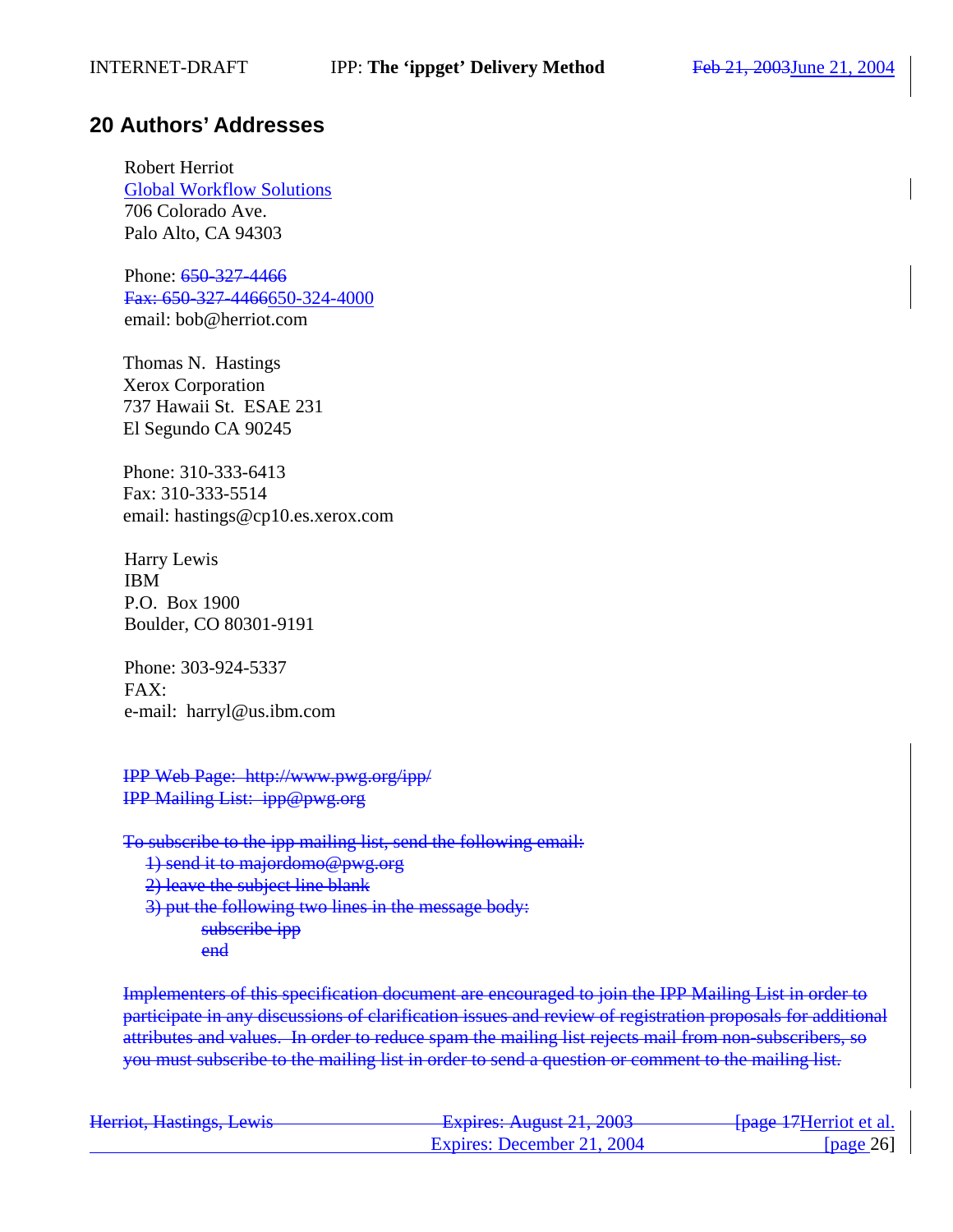## 20 Authors' Addresses

Robert Herriot
Global Workflow Solutions
706 Colorado Ave.
Palo Alto, CA 94303

Phone: 650-327-4466
Fax: 650-327-4466650-324-4000
email: bob@herriot.com

Thomas N. Hastings
Xerox Corporation
737 Hawaii St. ESAE 231
El Segundo CA 90245

Phone: 310-333-6413
Fax: 310-333-5514
email: hastings@cp10.es.xerox.com

Harry Lewis
IBM
P.O. Box 1900
Boulder, CO 80301-9191

Phone: 303-924-5337
FAX:
e-mail: harryl@us.ibm.com

IPP Web Page: http://www.pwg.org/ipp/
IPP Mailing List: ipp@pwg.org

To subscribe to the ipp mailing list, send the following email:

1) send it to majordomo@pwg.org
2) leave the subject line blank
3) put the following two lines in the message body:
   subscribe ipp
   end

Implementers of this specification document are encouraged to join the IPP Mailing List in order to participate in any discussions of clarification issues and review of registration proposals for additional attributes and values. In order to reduce spam the mailing list rejects mail from non-subscribers, so you must subscribe to the mailing list in order to send a question or comment to the mailing list.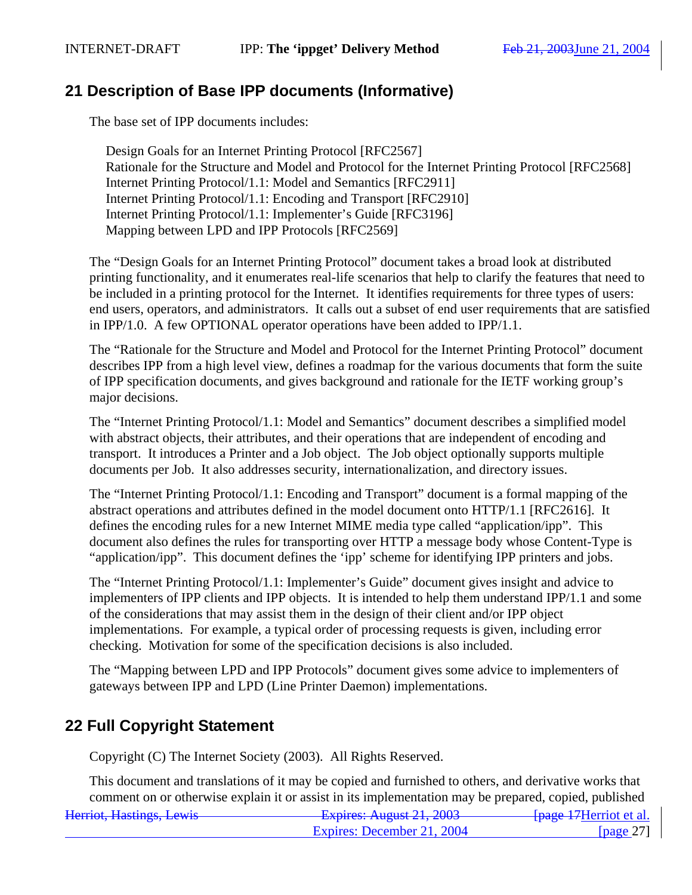## 21 Description of Base IPP documents (Informative)

The base set of IPP documents includes:

Design Goals for an Internet Printing Protocol [RFC2567]
Rationale for the Structure and Model and Protocol for the Internet Printing Protocol [RFC2568]
Internet Printing Protocol/1.1: Model and Semantics [RFC2911]
Internet Printing Protocol/1.1: Encoding and Transport [RFC2910]
Internet Printing Protocol/1.1: Implementer's Guide [RFC3196]
Mapping between LPD and IPP Protocols [RFC2569]

The "Design Goals for an Internet Printing Protocol" document takes a broad look at distributed printing functionality, and it enumerates real-life scenarios that help to clarify the features that need to be included in a printing protocol for the Internet. It identifies requirements for three types of users: end users, operators, and administrators. It calls out a subset of end user requirements that are satisfied in IPP/1.0. A few OPTIONAL operator operations have been added to IPP/1.1.

The "Rationale for the Structure and Model and Protocol for the Internet Printing Protocol" document describes IPP from a high level view, defines a roadmap for the various documents that form the suite of IPP specification documents, and gives background and rationale for the IETF working group's major decisions.

The "Internet Printing Protocol/1.1: Model and Semantics" document describes a simplified model with abstract objects, their attributes, and their operations that are independent of encoding and transport. It introduces a Printer and a Job object. The Job object optionally supports multiple documents per Job. It also addresses security, internationalization, and directory issues.

The "Internet Printing Protocol/1.1: Encoding and Transport" document is a formal mapping of the abstract operations and attributes defined in the model document onto HTTP/1.1 [RFC2616]. It defines the encoding rules for a new Internet MIME media type called "application/ipp". This document also defines the rules for transporting over HTTP a message body whose Content-Type is "application/ipp". This document defines the 'ipp' scheme for identifying IPP printers and jobs.

The "Internet Printing Protocol/1.1: Implementer's Guide" document gives insight and advice to implementers of IPP clients and IPP objects. It is intended to help them understand IPP/1.1 and some of the considerations that may assist them in the design of their client and/or IPP object implementations. For example, a typical order of processing requests is given, including error checking. Motivation for some of the specification decisions is also included.

The "Mapping between LPD and IPP Protocols" document gives some advice to implementers of gateways between IPP and LPD (Line Printer Daemon) implementations.

## 22 Full Copyright Statement

Copyright (C) The Internet Society (2003). All Rights Reserved.

This document and translations of it may be copied and furnished to others, and derivative works that comment on or otherwise explain it or assist in its implementation may be prepared, copied, published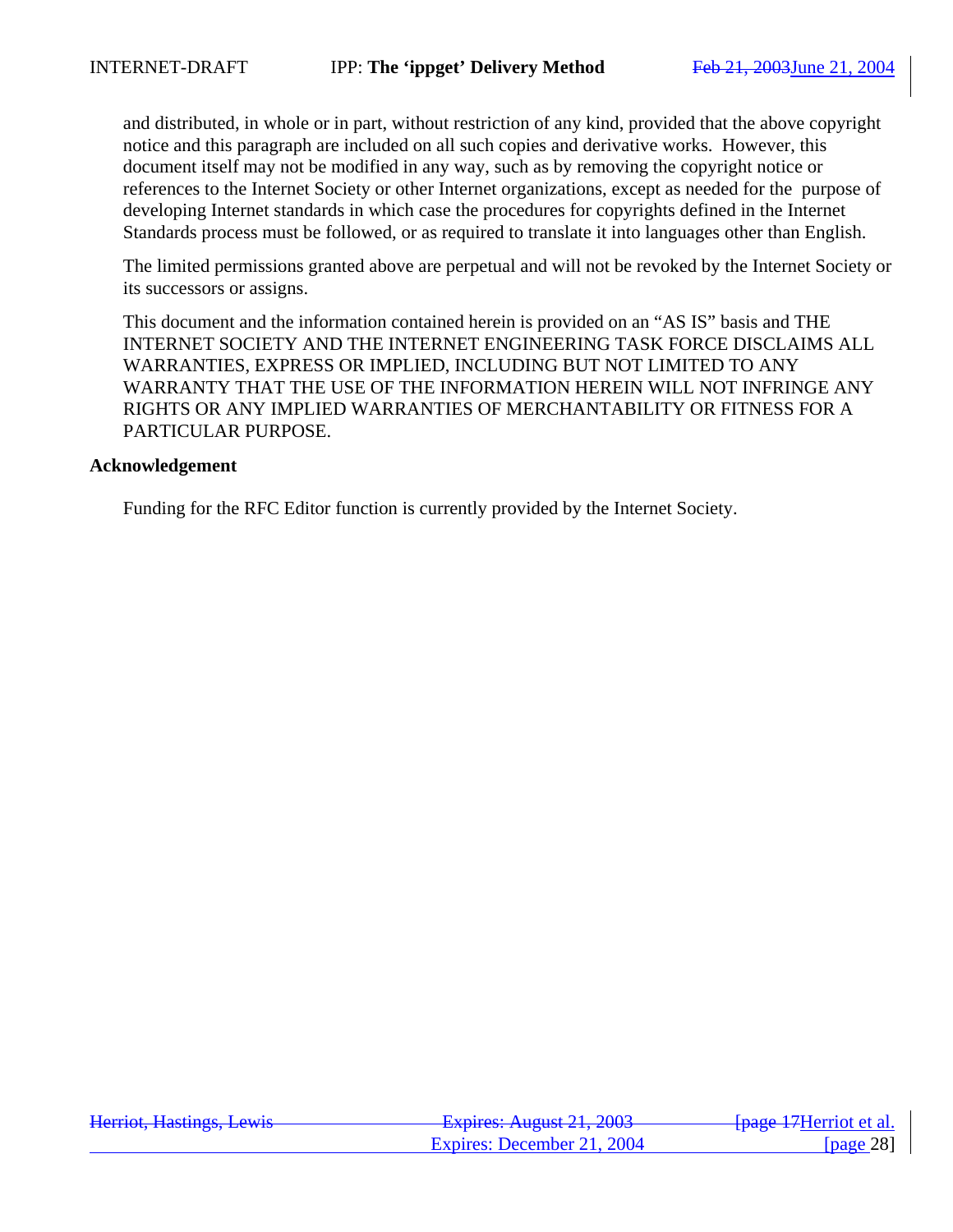and distributed, in whole or in part, without restriction of any kind, provided that the above copyright notice and this paragraph are included on all such copies and derivative works. However, this document itself may not be modified in any way, such as by removing the copyright notice or references to the Internet Society or other Internet organizations, except as needed for the purpose of developing Internet standards in which case the procedures for copyrights defined in the Internet Standards process must be followed, or as required to translate it into languages other than English.

The limited permissions granted above are perpetual and will not be revoked by the Internet Society or its successors or assigns.

This document and the information contained herein is provided on an "AS IS" basis and THE INTERNET SOCIETY AND THE INTERNET ENGINEERING TASK FORCE DISCLAIMS ALL WARRANTIES, EXPRESS OR IMPLIED, INCLUDING BUT NOT LIMITED TO ANY WARRANTY THAT THE USE OF THE INFORMATION HEREIN WILL NOT INFRINGE ANY RIGHTS OR ANY IMPLIED WARRANTIES OF MERCHANTABILITY OR FITNESS FOR A PARTICULAR PURPOSE.

**Acknowledgement**

Funding for the RFC Editor function is currently provided by the Internet Society.